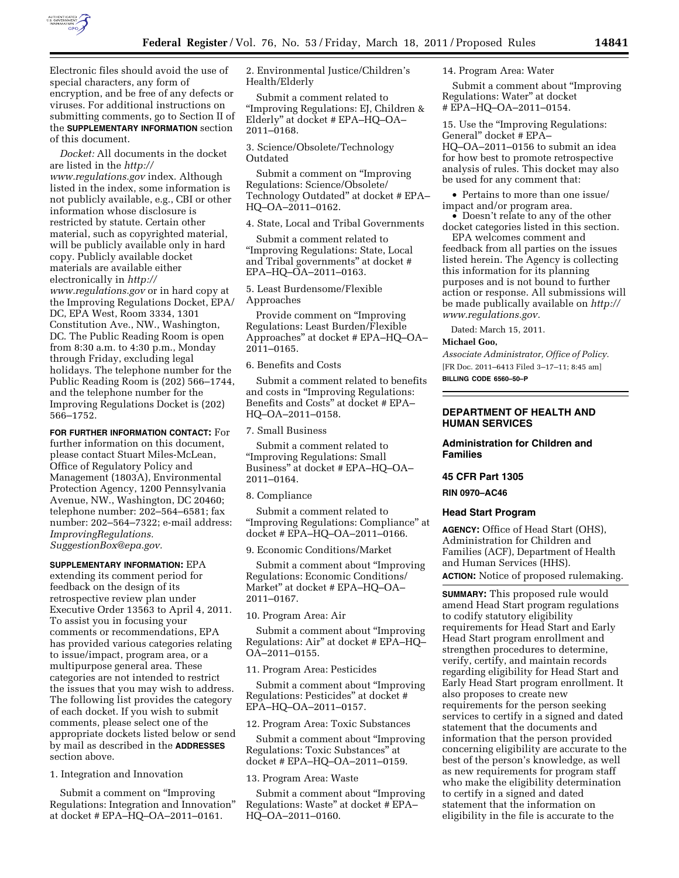Electronic files should avoid the use of special characters, any form of encryption, and be free of any defects or viruses. For additional instructions on submitting comments, go to Section II of the **SUPPLEMENTARY INFORMATION** section of this document.

*Docket:* All documents in the docket are listed in the *http://www.regulations.gov* index. Although listed in the index, some information is not publicly available, e.g., CBI or other information whose disclosure is restricted by statute. Certain other material, such as copyrighted material, will be publicly available only in hard copy. Publicly available docket materials are available either electronically in *http://www.regulations.gov* or in hard copy at the Improving Regulations Docket, EPA/DC, EPA West, Room 3334, 1301 Constitution Ave., NW., Washington, DC. The Public Reading Room is open from 8:30 a.m. to 4:30 p.m., Monday through Friday, excluding legal holidays. The telephone number for the Public Reading Room is (202) 566–1744, and the telephone number for the Improving Regulations Docket is (202) 566–1752.

**FOR FURTHER INFORMATION CONTACT:** For further information on this document, please contact Stuart Miles-McLean, Office of Regulatory Policy and Management (1803A), Environmental Protection Agency, 1200 Pennsylvania Avenue, NW., Washington, DC 20460; telephone number: 202–564–6581; fax number: 202–564–7322; e-mail address: *ImprovingRegulations.SuggestionBox@epa.gov.*

**SUPPLEMENTARY INFORMATION:** EPA extending its comment period for feedback on the design of its retrospective review plan under Executive Order 13563 to April 4, 2011. To assist you in focusing your comments or recommendations, EPA has provided various categories relating to issue/impact, program area, or a multipurpose general area. These categories are not intended to restrict the issues that you may wish to address. The following list provides the category of each docket. If you wish to submit comments, please select one of the appropriate dockets listed below or send by mail as described in the **ADDRESSES** section above.

1. Integration and Innovation

Submit a comment on "Improving Regulations: Integration and Innovation" at docket # EPA–HQ–OA–2011–0161.

2. Environmental Justice/Children's Health/Elderly

Submit a comment related to "Improving Regulations: EJ, Children & Elderly" at docket # EPA–HQ–OA–2011–0168.

3. Science/Obsolete/Technology Outdated

Submit a comment on "Improving Regulations: Science/Obsolete/Technology Outdated" at docket # EPA–HQ–OA–2011–0162.

4. State, Local and Tribal Governments

Submit a comment related to "Improving Regulations: State, Local and Tribal governments" at docket # EPA–HQ–OA–2011–0163.

5. Least Burdensome/Flexible Approaches

Provide comment on "Improving Regulations: Least Burden/Flexible Approaches" at docket # EPA–HQ–OA–2011–0165.

6. Benefits and Costs

Submit a comment related to benefits and costs in "Improving Regulations: Benefits and Costs" at docket # EPA–HQ–OA–2011–0158.

7. Small Business

Submit a comment related to "Improving Regulations: Small Business" at docket # EPA–HQ–OA–2011–0164.

8. Compliance

Submit a comment related to "Improving Regulations: Compliance" at docket # EPA–HQ–OA–2011–0166.

9. Economic Conditions/Market

Submit a comment about "Improving Regulations: Economic Conditions/Market" at docket # EPA–HQ–OA–2011–0167.

10. Program Area: Air

Submit a comment about "Improving Regulations: Air" at docket # EPA–HQ–OA–2011–0155.

11. Program Area: Pesticides

Submit a comment about "Improving Regulations: Pesticides" at docket # EPA–HQ–OA–2011–0157.

12. Program Area: Toxic Substances

Submit a comment about "Improving Regulations: Toxic Substances" at docket # EPA–HQ–OA–2011–0159.

13. Program Area: Waste

Submit a comment about "Improving Regulations: Waste" at docket # EPA–HQ–OA–2011–0160.

14. Program Area: Water

Submit a comment about "Improving Regulations: Water" at docket # EPA–HQ–OA–2011–0154.

15. Use the "Improving Regulations: General" docket # EPA–HQ–OA–2011–0156 to submit an idea for how best to promote retrospective analysis of rules. This docket may also be used for any comment that:

- Pertains to more than one issue/impact and/or program area.
- Doesn't relate to any of the other docket categories listed in this section.

EPA welcomes comment and feedback from all parties on the issues listed herein. The Agency is collecting this information for its planning purposes and is not bound to further action or response. All submissions will be made publically available on *http://www.regulations.gov.*

Dated: March 15, 2011.

**Michael Goo,**

*Associate Administrator, Office of Policy.*

[FR Doc. 2011–6413 Filed 3–17–11; 8:45 am]

**BILLING CODE 6560–50–P**

## DEPARTMENT OF HEALTH AND HUMAN SERVICES

### Administration for Children and Families

### 45 CFR Part 1305

### RIN 0970–AC46

### Head Start Program

**AGENCY:** Office of Head Start (OHS), Administration for Children and Families (ACF), Department of Health and Human Services (HHS).

**ACTION:** Notice of proposed rulemaking.

**SUMMARY:** This proposed rule would amend Head Start program regulations to codify statutory eligibility requirements for Head Start and Early Head Start program enrollment and strengthen procedures to determine, verify, certify, and maintain records regarding eligibility for Head Start and Early Head Start program enrollment. It also proposes to create new requirements for the person seeking services to certify in a signed and dated statement that the documents and information that the person provided concerning eligibility are accurate to the best of the person's knowledge, as well as new requirements for program staff who make the eligibility determination to certify in a signed and dated statement that the information on eligibility in the file is accurate to the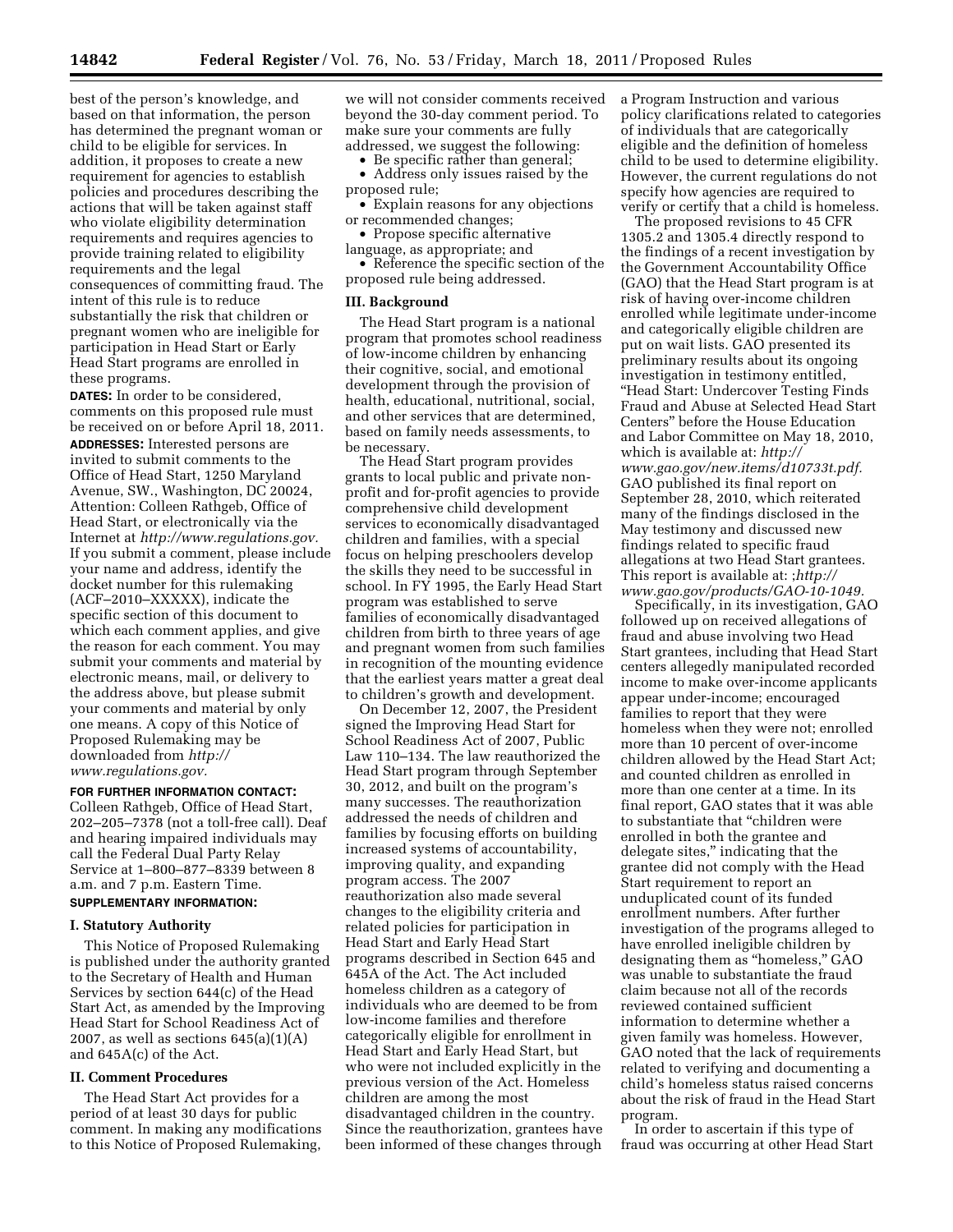best of the person's knowledge, and based on that information, the person has determined the pregnant woman or child to be eligible for services. In addition, it proposes to create a new requirement for agencies to establish policies and procedures describing the actions that will be taken against staff who violate eligibility determination requirements and requires agencies to provide training related to eligibility requirements and the legal consequences of committing fraud. The intent of this rule is to reduce substantially the risk that children or pregnant women who are ineligible for participation in Head Start or Early Head Start programs are enrolled in these programs.

**DATES:** In order to be considered, comments on this proposed rule must be received on or before April 18, 2011.

**ADDRESSES:** Interested persons are invited to submit comments to the Office of Head Start, 1250 Maryland Avenue, SW., Washington, DC 20024, Attention: Colleen Rathgeb, Office of Head Start, or electronically via the Internet at *http://www.regulations.gov.* If you submit a comment, please include your name and address, identify the docket number for this rulemaking (ACF–2010–XXXXX), indicate the specific section of this document to which each comment applies, and give the reason for each comment. You may submit your comments and material by electronic means, mail, or delivery to the address above, but please submit your comments and material by only one means. A copy of this Notice of Proposed Rulemaking may be downloaded from *http://www.regulations.gov.*

**FOR FURTHER INFORMATION CONTACT:** Colleen Rathgeb, Office of Head Start, 202–205–7378 (not a toll-free call). Deaf and hearing impaired individuals may call the Federal Dual Party Relay Service at 1–800–877–8339 between 8 a.m. and 7 p.m. Eastern Time.

**SUPPLEMENTARY INFORMATION:**

## I. Statutory Authority

This Notice of Proposed Rulemaking is published under the authority granted to the Secretary of Health and Human Services by section 644(c) of the Head Start Act, as amended by the Improving Head Start for School Readiness Act of 2007, as well as sections 645(a)(1)(A) and 645A(c) of the Act.

## II. Comment Procedures

The Head Start Act provides for a period of at least 30 days for public comment. In making any modifications to this Notice of Proposed Rulemaking, we will not consider comments received beyond the 30-day comment period. To make sure your comments are fully addressed, we suggest the following:

- Be specific rather than general;
- Address only issues raised by the proposed rule;
- Explain reasons for any objections or recommended changes;
- Propose specific alternative language, as appropriate; and
- Reference the specific section of the proposed rule being addressed.

## III. Background

The Head Start program is a national program that promotes school readiness of low-income children by enhancing their cognitive, social, and emotional development through the provision of health, educational, nutritional, social, and other services that are determined, based on family needs assessments, to be necessary.

The Head Start program provides grants to local public and private non-profit and for-profit agencies to provide comprehensive child development services to economically disadvantaged children and families, with a special focus on helping preschoolers develop the skills they need to be successful in school. In FY 1995, the Early Head Start program was established to serve families of economically disadvantaged children from birth to three years of age and pregnant women from such families in recognition of the mounting evidence that the earliest years matter a great deal to children's growth and development.

On December 12, 2007, the President signed the Improving Head Start for School Readiness Act of 2007, Public Law 110–134. The law reauthorized the Head Start program through September 30, 2012, and built on the program's many successes. The reauthorization addressed the needs of children and families by focusing efforts on building increased systems of accountability, improving quality, and expanding program access. The 2007 reauthorization also made several changes to the eligibility criteria and related policies for participation in Head Start and Early Head Start programs described in Section 645 and 645A of the Act. The Act included homeless children as a category of individuals who are deemed to be from low-income families and therefore categorically eligible for enrollment in Head Start and Early Head Start, but who were not included explicitly in the previous version of the Act. Homeless children are among the most disadvantaged children in the country. Since the reauthorization, grantees have been informed of these changes through a Program Instruction and various policy clarifications related to categories of individuals that are categorically eligible and the definition of homeless child to be used to determine eligibility. However, the current regulations do not specify how agencies are required to verify or certify that a child is homeless.

The proposed revisions to 45 CFR 1305.2 and 1305.4 directly respond to the findings of a recent investigation by the Government Accountability Office (GAO) that the Head Start program is at risk of having over-income children enrolled while legitimate under-income and categorically eligible children are put on wait lists. GAO presented its preliminary results about its ongoing investigation in testimony entitled, "Head Start: Undercover Testing Finds Fraud and Abuse at Selected Head Start Centers" before the House Education and Labor Committee on May 18, 2010, which is available at: *http://www.gao.gov/new.items/d10733t.pdf.* GAO published its final report on September 28, 2010, which reiterated many of the findings disclosed in the May testimony and discussed new findings related to specific fraud allegations at two Head Start grantees. This report is available at: ;*http://www.gao.gov/products/GAO-10-1049.*

Specifically, in its investigation, GAO followed up on received allegations of fraud and abuse involving two Head Start grantees, including that Head Start centers allegedly manipulated recorded income to make over-income applicants appear under-income; encouraged families to report that they were homeless when they were not; enrolled more than 10 percent of over-income children allowed by the Head Start Act; and counted children as enrolled in more than one center at a time. In its final report, GAO states that it was able to substantiate that "children were enrolled in both the grantee and delegate sites," indicating that the grantee did not comply with the Head Start requirement to report an unduplicated count of its funded enrollment numbers. After further investigation of the programs alleged to have enrolled ineligible children by designating them as "homeless," GAO was unable to substantiate the fraud claim because not all of the records reviewed contained sufficient information to determine whether a given family was homeless. However, GAO noted that the lack of requirements related to verifying and documenting a child's homeless status raised concerns about the risk of fraud in the Head Start program.

In order to ascertain if this type of fraud was occurring at other Head Start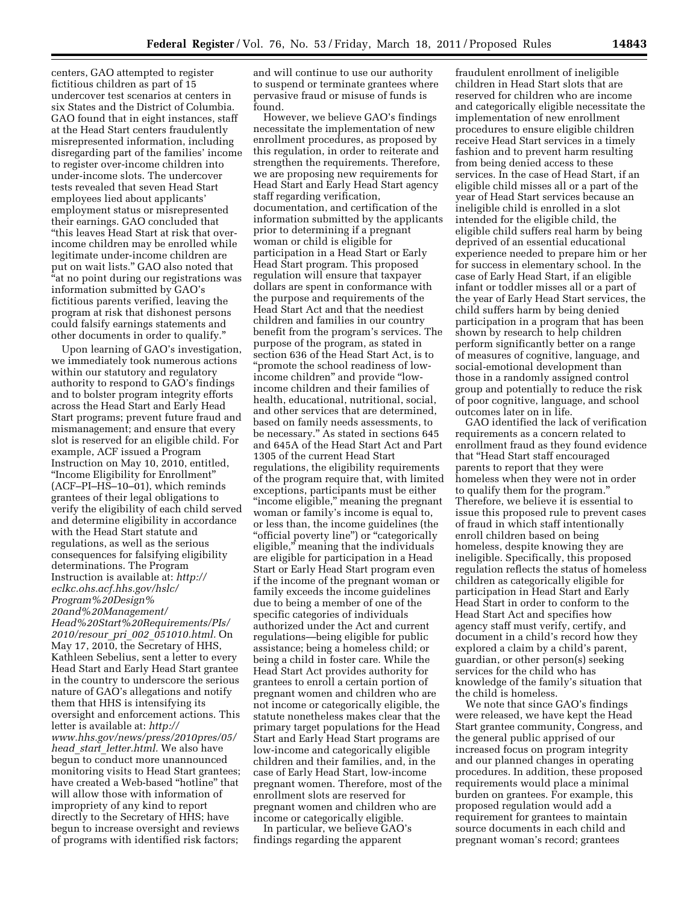centers, GAO attempted to register fictitious children as part of 15 undercover test scenarios at centers in six States and the District of Columbia. GAO found that in eight instances, staff at the Head Start centers fraudulently misrepresented information, including disregarding part of the families' income to register over-income children into under-income slots. The undercover tests revealed that seven Head Start employees lied about applicants' employment status or misrepresented their earnings. GAO concluded that "this leaves Head Start at risk that over-income children may be enrolled while legitimate under-income children are put on wait lists." GAO also noted that "at no point during our registrations was information submitted by GAO's fictitious parents verified, leaving the program at risk that dishonest persons could falsify earnings statements and other documents in order to qualify."

Upon learning of GAO's investigation, we immediately took numerous actions within our statutory and regulatory authority to respond to GAO's findings and to bolster program integrity efforts across the Head Start and Early Head Start programs; prevent future fraud and mismanagement; and ensure that every slot is reserved for an eligible child. For example, ACF issued a Program Instruction on May 10, 2010, entitled, "Income Eligibility for Enrollment" (ACF–PI–HS–10–01), which reminds grantees of their legal obligations to verify the eligibility of each child served and determine eligibility in accordance with the Head Start statute and regulations, as well as the serious consequences for falsifying eligibility determinations. The Program Instruction is available at: *http://eclkc.ohs.acf.hhs.gov/hslc/Program%20Design%20and%20Management/Head%20Start%20Requirements/PIs/2010/resour_pri_002_051010.html.* On May 17, 2010, the Secretary of HHS, Kathleen Sebelius, sent a letter to every Head Start and Early Head Start grantee in the country to underscore the serious nature of GAO's allegations and notify them that HHS is intensifying its oversight and enforcement actions. This letter is available at: *http://www.hhs.gov/news/press/2010pres/05/head_start_letter.html.* We also have begun to conduct more unannounced monitoring visits to Head Start grantees; have created a Web-based "hotline" that will allow those with information of impropriety of any kind to report directly to the Secretary of HHS; have begun to increase oversight and reviews of programs with identified risk factors; and will continue to use our authority to suspend or terminate grantees where pervasive fraud or misuse of funds is found.

However, we believe GAO's findings necessitate the implementation of new enrollment procedures, as proposed by this regulation, in order to reiterate and strengthen the requirements. Therefore, we are proposing new requirements for Head Start and Early Head Start agency staff regarding verification, documentation, and certification of the information submitted by the applicants prior to determining if a pregnant woman or child is eligible for participation in a Head Start or Early Head Start program. This proposed regulation will ensure that taxpayer dollars are spent in conformance with the purpose and requirements of the Head Start Act and that the neediest children and families in our country benefit from the program's services. The purpose of the program, as stated in section 636 of the Head Start Act, is to "promote the school readiness of low-income children" and provide "low-income children and their families of health, educational, nutritional, social, and other services that are determined, based on family needs assessments, to be necessary." As stated in sections 645 and 645A of the Head Start Act and Part 1305 of the current Head Start regulations, the eligibility requirements of the program require that, with limited exceptions, participants must be either "income eligible," meaning the pregnant woman or family's income is equal to, or less than, the income guidelines (the "official poverty line") or "categorically eligible," meaning that the individuals are eligible for participation in a Head Start or Early Head Start program even if the income of the pregnant woman or family exceeds the income guidelines due to being a member of one of the specific categories of individuals authorized under the Act and current regulations—being eligible for public assistance; being a homeless child; or being a child in foster care. While the Head Start Act provides authority for grantees to enroll a certain portion of pregnant women and children who are not income or categorically eligible, the statute nonetheless makes clear that the primary target populations for the Head Start and Early Head Start programs are low-income and categorically eligible children and their families, and, in the case of Early Head Start, low-income pregnant women. Therefore, most of the enrollment slots are reserved for pregnant women and children who are income or categorically eligible.

In particular, we believe GAO's findings regarding the apparent fraudulent enrollment of ineligible children in Head Start slots that are reserved for children who are income and categorically eligible necessitate the implementation of new enrollment procedures to ensure eligible children receive Head Start services in a timely fashion and to prevent harm resulting from being denied access to these services. In the case of Head Start, if an eligible child misses all or a part of the year of Head Start services because an ineligible child is enrolled in a slot intended for the eligible child, the eligible child suffers real harm by being deprived of an essential educational experience needed to prepare him or her for success in elementary school. In the case of Early Head Start, if an eligible infant or toddler misses all or a part of the year of Early Head Start services, the child suffers harm by being denied participation in a program that has been shown by research to help children perform significantly better on a range of measures of cognitive, language, and social-emotional development than those in a randomly assigned control group and potentially to reduce the risk of poor cognitive, language, and school outcomes later on in life.

GAO identified the lack of verification requirements as a concern related to enrollment fraud as they found evidence that "Head Start staff encouraged parents to report that they were homeless when they were not in order to qualify them for the program." Therefore, we believe it is essential to issue this proposed rule to prevent cases of fraud in which staff intentionally enroll children based on being homeless, despite knowing they are ineligible. Specifically, this proposed regulation reflects the status of homeless children as categorically eligible for participation in Head Start and Early Head Start in order to conform to the Head Start Act and specifies how agency staff must verify, certify, and document in a child's record how they explored a claim by a child's parent, guardian, or other person(s) seeking services for the child who has knowledge of the family's situation that the child is homeless.

We note that since GAO's findings were released, we have kept the Head Start grantee community, Congress, and the general public apprised of our increased focus on program integrity and our planned changes in operating procedures. In addition, these proposed requirements would place a minimal burden on grantees. For example, this proposed regulation would add a requirement for grantees to maintain source documents in each child and pregnant woman's record; grantees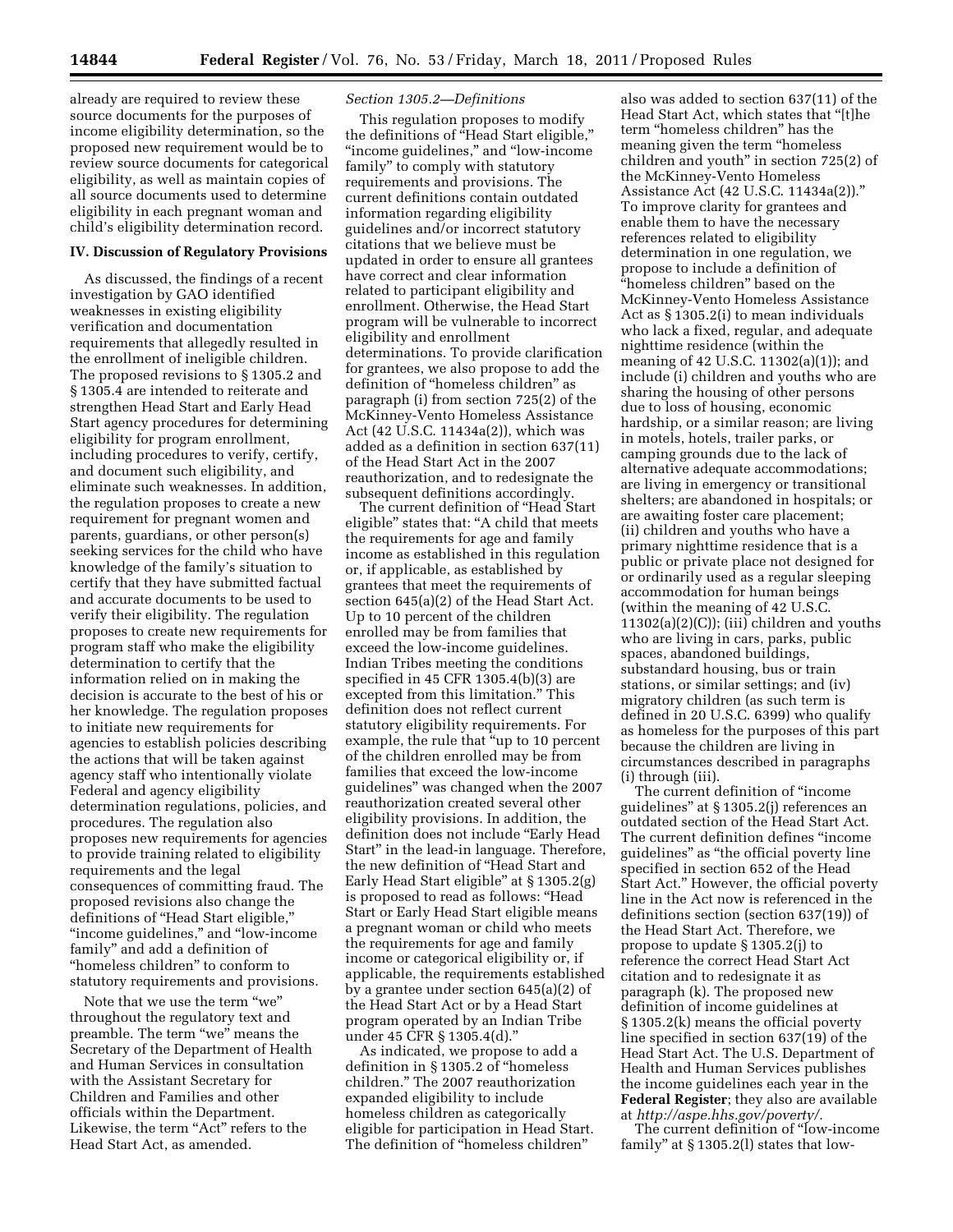already are required to review these source documents for the purposes of income eligibility determination, so the proposed new requirement would be to review source documents for categorical eligibility, as well as maintain copies of all source documents used to determine eligibility in each pregnant woman and child's eligibility determination record.

## IV. Discussion of Regulatory Provisions

As discussed, the findings of a recent investigation by GAO identified weaknesses in existing eligibility verification and documentation requirements that allegedly resulted in the enrollment of ineligible children. The proposed revisions to § 1305.2 and § 1305.4 are intended to reiterate and strengthen Head Start and Early Head Start agency procedures for determining eligibility for program enrollment, including procedures to verify, certify, and document such eligibility, and eliminate such weaknesses. In addition, the regulation proposes to create a new requirement for pregnant women and parents, guardians, or other person(s) seeking services for the child who have knowledge of the family's situation to certify that they have submitted factual and accurate documents to be used to verify their eligibility. The regulation proposes to create new requirements for program staff who make the eligibility determination to certify that the information relied on in making the decision is accurate to the best of his or her knowledge. The regulation proposes to initiate new requirements for agencies to establish policies describing the actions that will be taken against agency staff who intentionally violate Federal and agency eligibility determination regulations, policies, and procedures. The regulation also proposes new requirements for agencies to provide training related to eligibility requirements and the legal consequences of committing fraud. The proposed revisions also change the definitions of "Head Start eligible," "income guidelines," and "low-income family" and add a definition of "homeless children" to conform to statutory requirements and provisions.

Note that we use the term "we" throughout the regulatory text and preamble. The term "we" means the Secretary of the Department of Health and Human Services in consultation with the Assistant Secretary for Children and Families and other officials within the Department. Likewise, the term "Act" refers to the Head Start Act, as amended.

*Section 1305.2—Definitions*

This regulation proposes to modify the definitions of "Head Start eligible," "income guidelines," and "low-income family" to comply with statutory requirements and provisions. The current definitions contain outdated information regarding eligibility guidelines and/or incorrect statutory citations that we believe must be updated in order to ensure all grantees have correct and clear information related to participant eligibility and enrollment. Otherwise, the Head Start program will be vulnerable to incorrect eligibility and enrollment determinations. To provide clarification for grantees, we also propose to add the definition of "homeless children" as paragraph (i) from section 725(2) of the McKinney-Vento Homeless Assistance Act (42 U.S.C. 11434a(2)), which was added as a definition in section 637(11) of the Head Start Act in the 2007 reauthorization, and to redesignate the subsequent definitions accordingly.

The current definition of "Head Start eligible" states that: "A child that meets the requirements for age and family income as established in this regulation or, if applicable, as established by grantees that meet the requirements of section 645(a)(2) of the Head Start Act. Up to 10 percent of the children enrolled may be from families that exceed the low-income guidelines. Indian Tribes meeting the conditions specified in 45 CFR 1305.4(b)(3) are excepted from this limitation." This definition does not reflect current statutory eligibility requirements. For example, the rule that "up to 10 percent of the children enrolled may be from families that exceed the low-income guidelines" was changed when the 2007 reauthorization created several other eligibility provisions. In addition, the definition does not include "Early Head Start" in the lead-in language. Therefore, the new definition of "Head Start and Early Head Start eligible" at § 1305.2(g) is proposed to read as follows: "Head Start or Early Head Start eligible means a pregnant woman or child who meets the requirements for age and family income or categorical eligibility or, if applicable, the requirements established by a grantee under section 645(a)(2) of the Head Start Act or by a Head Start program operated by an Indian Tribe under 45 CFR § 1305.4(d)."

As indicated, we propose to add a definition in § 1305.2 of "homeless children." The 2007 reauthorization expanded eligibility to include homeless children as categorically eligible for participation in Head Start. The definition of "homeless children" also was added to section 637(11) of the Head Start Act, which states that "[t]he term "homeless children" has the meaning given the term "homeless children and youth" in section 725(2) of the McKinney-Vento Homeless Assistance Act (42 U.S.C. 11434a(2))." To improve clarity for grantees and enable them to have the necessary references related to eligibility determination in one regulation, we propose to include a definition of "homeless children" based on the McKinney-Vento Homeless Assistance Act as § 1305.2(i) to mean individuals who lack a fixed, regular, and adequate nighttime residence (within the meaning of 42 U.S.C. 11302(a)(1)); and include (i) children and youths who are sharing the housing of other persons due to loss of housing, economic hardship, or a similar reason; are living in motels, hotels, trailer parks, or camping grounds due to the lack of alternative adequate accommodations; are living in emergency or transitional shelters; are abandoned in hospitals; or are awaiting foster care placement; (ii) children and youths who have a primary nighttime residence that is a public or private place not designed for or ordinarily used as a regular sleeping accommodation for human beings (within the meaning of 42 U.S.C. 11302(a)(2)(C)); (iii) children and youths who are living in cars, parks, public spaces, abandoned buildings, substandard housing, bus or train stations, or similar settings; and (iv) migratory children (as such term is defined in 20 U.S.C. 6399) who qualify as homeless for the purposes of this part because the children are living in circumstances described in paragraphs (i) through (iii).

The current definition of "income guidelines" at § 1305.2(j) references an outdated section of the Head Start Act. The current definition defines "income guidelines" as "the official poverty line specified in section 652 of the Head Start Act." However, the official poverty line in the Act now is referenced in the definitions section (section 637(19)) of the Head Start Act. Therefore, we propose to update § 1305.2(j) to reference the correct Head Start Act citation and to redesignate it as paragraph (k). The proposed new definition of income guidelines at § 1305.2(k) means the official poverty line specified in section 637(19) of the Head Start Act. The U.S. Department of Health and Human Services publishes the income guidelines each year in the **Federal Register**; they also are available at *http://aspe.hhs.gov/poverty/.*

The current definition of "low-income family" at § 1305.2(l) states that low-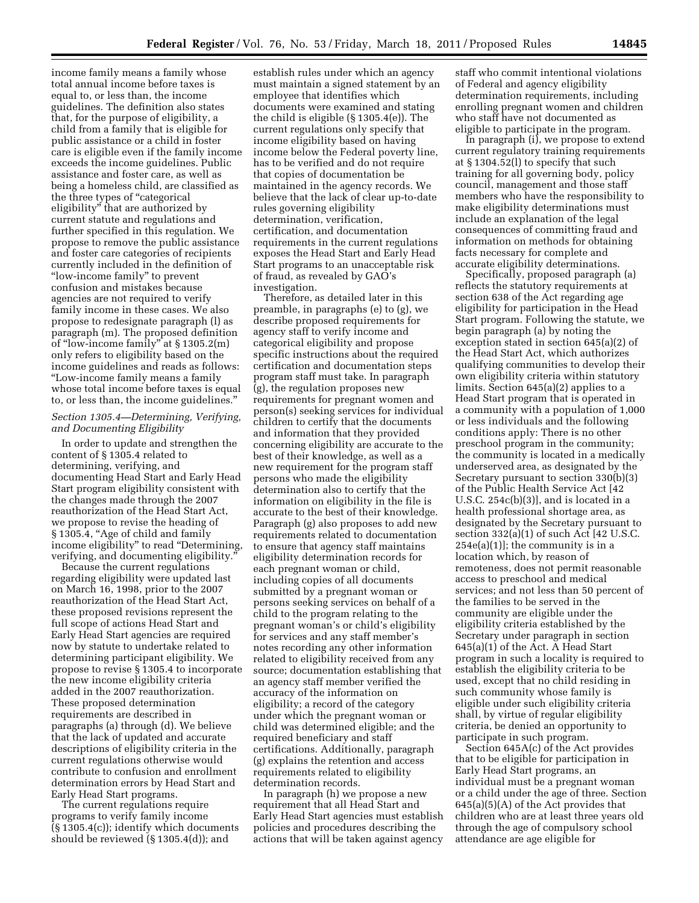income family means a family whose total annual income before taxes is equal to, or less than, the income guidelines. The definition also states that, for the purpose of eligibility, a child from a family that is eligible for public assistance or a child in foster care is eligible even if the family income exceeds the income guidelines. Public assistance and foster care, as well as being a homeless child, are classified as the three types of "categorical eligibility" that are authorized by current statute and regulations and further specified in this regulation. We propose to remove the public assistance and foster care categories of recipients currently included in the definition of "low-income family" to prevent confusion and mistakes because agencies are not required to verify family income in these cases. We also propose to redesignate paragraph (l) as paragraph (m). The proposed definition of "low-income family" at § 1305.2(m) only refers to eligibility based on the income guidelines and reads as follows: "Low-income family means a family whose total income before taxes is equal to, or less than, the income guidelines."

### *Section 1305.4—Determining, Verifying, and Documenting Eligibility*

In order to update and strengthen the content of § 1305.4 related to determining, verifying, and documenting Head Start and Early Head Start program eligibility consistent with the changes made through the 2007 reauthorization of the Head Start Act, we propose to revise the heading of § 1305.4, "Age of child and family income eligibility" to read "Determining, verifying, and documenting eligibility."

Because the current regulations regarding eligibility were updated last on March 16, 1998, prior to the 2007 reauthorization of the Head Start Act, these proposed revisions represent the full scope of actions Head Start and Early Head Start agencies are required now by statute to undertake related to determining participant eligibility. We propose to revise § 1305.4 to incorporate the new income eligibility criteria added in the 2007 reauthorization. These proposed determination requirements are described in paragraphs (a) through (d). We believe that the lack of updated and accurate descriptions of eligibility criteria in the current regulations otherwise would contribute to confusion and enrollment determination errors by Head Start and Early Head Start programs.

The current regulations require programs to verify family income (§ 1305.4(c)); identify which documents should be reviewed (§ 1305.4(d)); and establish rules under which an agency must maintain a signed statement by an employee that identifies which documents were examined and stating the child is eligible (§ 1305.4(e)). The current regulations only specify that income eligibility based on having income below the Federal poverty line, has to be verified and do not require that copies of documentation be maintained in the agency records. We believe that the lack of clear up-to-date rules governing eligibility determination, verification, certification, and documentation requirements in the current regulations exposes the Head Start and Early Head Start programs to an unacceptable risk of fraud, as revealed by GAO's investigation.

Therefore, as detailed later in this preamble, in paragraphs (e) to (g), we describe proposed requirements for agency staff to verify income and categorical eligibility and propose specific instructions about the required certification and documentation steps program staff must take. In paragraph (g), the regulation proposes new requirements for pregnant women and person(s) seeking services for individual children to certify that the documents and information that they provided concerning eligibility are accurate to the best of their knowledge, as well as a new requirement for the program staff persons who made the eligibility determination also to certify that the information on eligibility in the file is accurate to the best of their knowledge. Paragraph (g) also proposes to add new requirements related to documentation to ensure that agency staff maintains eligibility determination records for each pregnant woman or child, including copies of all documents submitted by a pregnant woman or persons seeking services on behalf of a child to the program relating to the pregnant woman's or child's eligibility for services and any staff member's notes recording any other information related to eligibility received from any source; documentation establishing that an agency staff member verified the accuracy of the information on eligibility; a record of the category under which the pregnant woman or child was determined eligible; and the required beneficiary and staff certifications. Additionally, paragraph (g) explains the retention and access requirements related to eligibility determination records.

In paragraph (h) we propose a new requirement that all Head Start and Early Head Start agencies must establish policies and procedures describing the actions that will be taken against agency staff who commit intentional violations of Federal and agency eligibility determination requirements, including enrolling pregnant women and children who staff have not documented as eligible to participate in the program.

In paragraph (i), we propose to extend current regulatory training requirements at § 1304.52(l) to specify that such training for all governing body, policy council, management and those staff members who have the responsibility to make eligibility determinations must include an explanation of the legal consequences of committing fraud and information on methods for obtaining facts necessary for complete and accurate eligibility determinations.

Specifically, proposed paragraph (a) reflects the statutory requirements at section 638 of the Act regarding age eligibility for participation in the Head Start program. Following the statute, we begin paragraph (a) by noting the exception stated in section 645(a)(2) of the Head Start Act, which authorizes qualifying communities to develop their own eligibility criteria within statutory limits. Section 645(a)(2) applies to a Head Start program that is operated in a community with a population of 1,000 or less individuals and the following conditions apply: There is no other preschool program in the community; the community is located in a medically underserved area, as designated by the Secretary pursuant to section 330(b)(3) of the Public Health Service Act [42 U.S.C. 254c(b)(3)], and is located in a health professional shortage area, as designated by the Secretary pursuant to section 332(a)(1) of such Act [42 U.S.C. 254e(a)(1)]; the community is in a location which, by reason of remoteness, does not permit reasonable access to preschool and medical services; and not less than 50 percent of the families to be served in the community are eligible under the eligibility criteria established by the Secretary under paragraph in section 645(a)(1) of the Act. A Head Start program in such a locality is required to establish the eligibility criteria to be used, except that no child residing in such community whose family is eligible under such eligibility criteria shall, by virtue of regular eligibility criteria, be denied an opportunity to participate in such program.

Section 645A(c) of the Act provides that to be eligible for participation in Early Head Start programs, an individual must be a pregnant woman or a child under the age of three. Section 645(a)(5)(A) of the Act provides that children who are at least three years old through the age of compulsory school attendance are age eligible for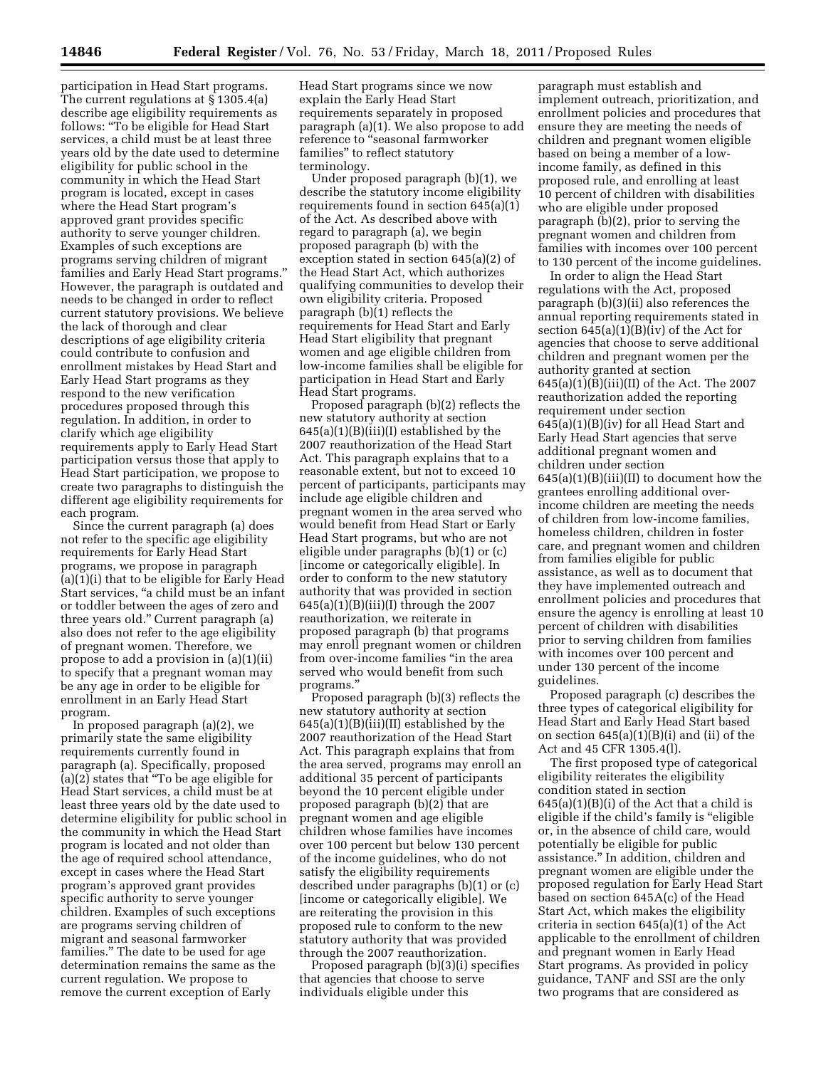participation in Head Start programs. The current regulations at § 1305.4(a) describe age eligibility requirements as follows: "To be eligible for Head Start services, a child must be at least three years old by the date used to determine eligibility for public school in the community in which the Head Start program is located, except in cases where the Head Start program's approved grant provides specific authority to serve younger children. Examples of such exceptions are programs serving children of migrant families and Early Head Start programs." However, the paragraph is outdated and needs to be changed in order to reflect current statutory provisions. We believe the lack of thorough and clear descriptions of age eligibility criteria could contribute to confusion and enrollment mistakes by Head Start and Early Head Start programs as they respond to the new verification procedures proposed through this regulation. In addition, in order to clarify which age eligibility requirements apply to Early Head Start participation versus those that apply to Head Start participation, we propose to create two paragraphs to distinguish the different age eligibility requirements for each program.

Since the current paragraph (a) does not refer to the specific age eligibility requirements for Early Head Start programs, we propose in paragraph (a)(1)(i) that to be eligible for Early Head Start services, "a child must be an infant or toddler between the ages of zero and three years old." Current paragraph (a) also does not refer to the age eligibility of pregnant women. Therefore, we propose to add a provision in (a)(1)(ii) to specify that a pregnant woman may be any age in order to be eligible for enrollment in an Early Head Start program.

In proposed paragraph (a)(2), we primarily state the same eligibility requirements currently found in paragraph (a). Specifically, proposed (a)(2) states that "To be age eligible for Head Start services, a child must be at least three years old by the date used to determine eligibility for public school in the community in which the Head Start program is located and not older than the age of required school attendance, except in cases where the Head Start program's approved grant provides specific authority to serve younger children. Examples of such exceptions are programs serving children of migrant and seasonal farmworker families." The date to be used for age determination remains the same as the current regulation. We propose to remove the current exception of Early Head Start programs since we now explain the Early Head Start requirements separately in proposed paragraph (a)(1). We also propose to add reference to "seasonal farmworker families" to reflect statutory terminology.

Under proposed paragraph (b)(1), we describe the statutory income eligibility requirements found in section 645(a)(1) of the Act. As described above with regard to paragraph (a), we begin proposed paragraph (b) with the exception stated in section 645(a)(2) of the Head Start Act, which authorizes qualifying communities to develop their own eligibility criteria. Proposed paragraph (b)(1) reflects the requirements for Head Start and Early Head Start eligibility that pregnant women and age eligible children from low-income families shall be eligible for participation in Head Start and Early Head Start programs.

Proposed paragraph (b)(2) reflects the new statutory authority at section 645(a)(1)(B)(iii)(I) established by the 2007 reauthorization of the Head Start Act. This paragraph explains that to a reasonable extent, but not to exceed 10 percent of participants, participants may include age eligible children and pregnant women in the area served who would benefit from Head Start or Early Head Start programs, but who are not eligible under paragraphs (b)(1) or (c) [income or categorically eligible]. In order to conform to the new statutory authority that was provided in section 645(a)(1)(B)(iii)(I) through the 2007 reauthorization, we reiterate in proposed paragraph (b) that programs may enroll pregnant women or children from over-income families "in the area served who would benefit from such programs."

Proposed paragraph (b)(3) reflects the new statutory authority at section 645(a)(1)(B)(iii)(II) established by the 2007 reauthorization of the Head Start Act. This paragraph explains that from the area served, programs may enroll an additional 35 percent of participants beyond the 10 percent eligible under proposed paragraph (b)(2) that are pregnant women and age eligible children whose families have incomes over 100 percent but below 130 percent of the income guidelines, who do not satisfy the eligibility requirements described under paragraphs (b)(1) or (c) [income or categorically eligible]. We are reiterating the provision in this proposed rule to conform to the new statutory authority that was provided through the 2007 reauthorization.

Proposed paragraph (b)(3)(i) specifies that agencies that choose to serve individuals eligible under this paragraph must establish and implement outreach, prioritization, and enrollment policies and procedures that ensure they are meeting the needs of children and pregnant women eligible based on being a member of a low-income family, as defined in this proposed rule, and enrolling at least 10 percent of children with disabilities who are eligible under proposed paragraph (b)(2), prior to serving the pregnant women and children from families with incomes over 100 percent to 130 percent of the income guidelines.

In order to align the Head Start regulations with the Act, proposed paragraph (b)(3)(ii) also references the annual reporting requirements stated in section 645(a)(1)(B)(iv) of the Act for agencies that choose to serve additional children and pregnant women per the authority granted at section 645(a)(1)(B)(iii)(II) of the Act. The 2007 reauthorization added the reporting requirement under section 645(a)(1)(B)(iv) for all Head Start and Early Head Start agencies that serve additional pregnant women and children under section 645(a)(1)(B)(iii)(II) to document how the grantees enrolling additional over-income children are meeting the needs of children from low-income families, homeless children, children in foster care, and pregnant women and children from families eligible for public assistance, as well as to document that they have implemented outreach and enrollment policies and procedures that ensure the agency is enrolling at least 10 percent of children with disabilities prior to serving children from families with incomes over 100 percent and under 130 percent of the income guidelines.

Proposed paragraph (c) describes the three types of categorical eligibility for Head Start and Early Head Start based on section 645(a)(1)(B)(i) and (ii) of the Act and 45 CFR 1305.4(l).

The first proposed type of categorical eligibility reiterates the eligibility condition stated in section 645(a)(1)(B)(i) of the Act that a child is eligible if the child's family is "eligible or, in the absence of child care, would potentially be eligible for public assistance." In addition, children and pregnant women are eligible under the proposed regulation for Early Head Start based on section 645A(c) of the Head Start Act, which makes the eligibility criteria in section 645(a)(1) of the Act applicable to the enrollment of children and pregnant women in Early Head Start programs. As provided in policy guidance, TANF and SSI are the only two programs that are considered as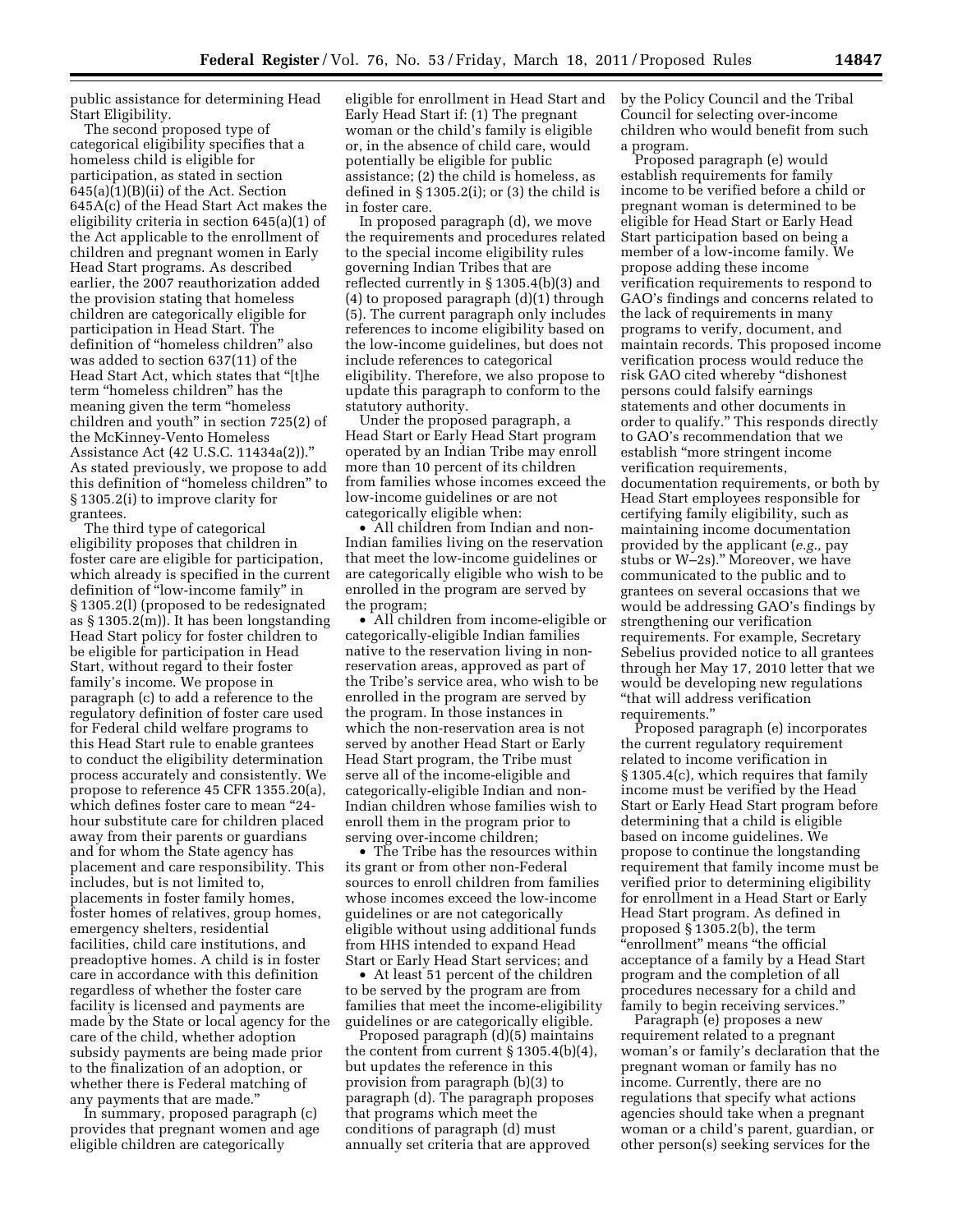public assistance for determining Head Start Eligibility.

The second proposed type of categorical eligibility specifies that a homeless child is eligible for participation, as stated in section 645(a)(1)(B)(ii) of the Act. Section 645A(c) of the Head Start Act makes the eligibility criteria in section 645(a)(1) of the Act applicable to the enrollment of children and pregnant women in Early Head Start programs. As described earlier, the 2007 reauthorization added the provision stating that homeless children are categorically eligible for participation in Head Start. The definition of "homeless children" also was added to section 637(11) of the Head Start Act, which states that "[t]he term "homeless children" has the meaning given the term "homeless children and youth" in section 725(2) of the McKinney-Vento Homeless Assistance Act (42 U.S.C. 11434a(2))." As stated previously, we propose to add this definition of "homeless children" to § 1305.2(i) to improve clarity for grantees.

The third type of categorical eligibility proposes that children in foster care are eligible for participation, which already is specified in the current definition of "low-income family" in § 1305.2(l) (proposed to be redesignated as § 1305.2(m)). It has been longstanding Head Start policy for foster children to be eligible for participation in Head Start, without regard to their foster family's income. We propose in paragraph (c) to add a reference to the regulatory definition of foster care used for Federal child welfare programs to this Head Start rule to enable grantees to conduct the eligibility determination process accurately and consistently. We propose to reference 45 CFR 1355.20(a), which defines foster care to mean "24-hour substitute care for children placed away from their parents or guardians and for whom the State agency has placement and care responsibility. This includes, but is not limited to, placements in foster family homes, foster homes of relatives, group homes, emergency shelters, residential facilities, child care institutions, and preadoptive homes. A child is in foster care in accordance with this definition regardless of whether the foster care facility is licensed and payments are made by the State or local agency for the care of the child, whether adoption subsidy payments are being made prior to the finalization of an adoption, or whether there is Federal matching of any payments that are made."

In summary, proposed paragraph (c) provides that pregnant women and age eligible children are categorically eligible for enrollment in Head Start and Early Head Start if: (1) The pregnant woman or the child's family is eligible or, in the absence of child care, would potentially be eligible for public assistance; (2) the child is homeless, as defined in § 1305.2(i); or (3) the child is in foster care.

In proposed paragraph (d), we move the requirements and procedures related to the special income eligibility rules governing Indian Tribes that are reflected currently in § 1305.4(b)(3) and (4) to proposed paragraph (d)(1) through (5). The current paragraph only includes references to income eligibility based on the low-income guidelines, but does not include references to categorical eligibility. Therefore, we also propose to update this paragraph to conform to the statutory authority.

Under the proposed paragraph, a Head Start or Early Head Start program operated by an Indian Tribe may enroll more than 10 percent of its children from families whose incomes exceed the low-income guidelines or are not categorically eligible when:

- All children from Indian and non-Indian families living on the reservation that meet the low-income guidelines or are categorically eligible who wish to be enrolled in the program are served by the program;
- All children from income-eligible or categorically-eligible Indian families native to the reservation living in non-reservation areas, approved as part of the Tribe's service area, who wish to be enrolled in the program are served by the program. In those instances in which the non-reservation area is not served by another Head Start or Early Head Start program, the Tribe must serve all of the income-eligible and categorically-eligible Indian and non-Indian children whose families wish to enroll them in the program prior to serving over-income children;
- The Tribe has the resources within its grant or from other non-Federal sources to enroll children from families whose incomes exceed the low-income guidelines or are not categorically eligible without using additional funds from HHS intended to expand Head Start or Early Head Start services; and
- At least 51 percent of the children to be served by the program are from families that meet the income-eligibility guidelines or are categorically eligible.

Proposed paragraph (d)(5) maintains the content from current § 1305.4(b)(4), but updates the reference in this provision from paragraph (b)(3) to paragraph (d). The paragraph proposes that programs which meet the conditions of paragraph (d) must annually set criteria that are approved by the Policy Council and the Tribal Council for selecting over-income children who would benefit from such a program.

Proposed paragraph (e) would establish requirements for family income to be verified before a child or pregnant woman is determined to be eligible for Head Start or Early Head Start participation based on being a member of a low-income family. We propose adding these income verification requirements to respond to GAO's findings and concerns related to the lack of requirements in many programs to verify, document, and maintain records. This proposed income verification process would reduce the risk GAO cited whereby "dishonest persons could falsify earnings statements and other documents in order to qualify." This responds directly to GAO's recommendation that we establish "more stringent income verification requirements, documentation requirements, or both by Head Start employees responsible for certifying family eligibility, such as maintaining income documentation provided by the applicant (*e.g.,* pay stubs or W–2s)." Moreover, we have communicated to the public and to grantees on several occasions that we would be addressing GAO's findings by strengthening our verification requirements. For example, Secretary Sebelius provided notice to all grantees through her May 17, 2010 letter that we would be developing new regulations "that will address verification requirements."

Proposed paragraph (e) incorporates the current regulatory requirement related to income verification in § 1305.4(c), which requires that family income must be verified by the Head Start or Early Head Start program before determining that a child is eligible based on income guidelines. We propose to continue the longstanding requirement that family income must be verified prior to determining eligibility for enrollment in a Head Start or Early Head Start program. As defined in proposed § 1305.2(b), the term "enrollment" means "the official acceptance of a family by a Head Start program and the completion of all procedures necessary for a child and family to begin receiving services."

Paragraph (e) proposes a new requirement related to a pregnant woman's or family's declaration that the pregnant woman or family has no income. Currently, there are no regulations that specify what actions agencies should take when a pregnant woman or a child's parent, guardian, or other person(s) seeking services for the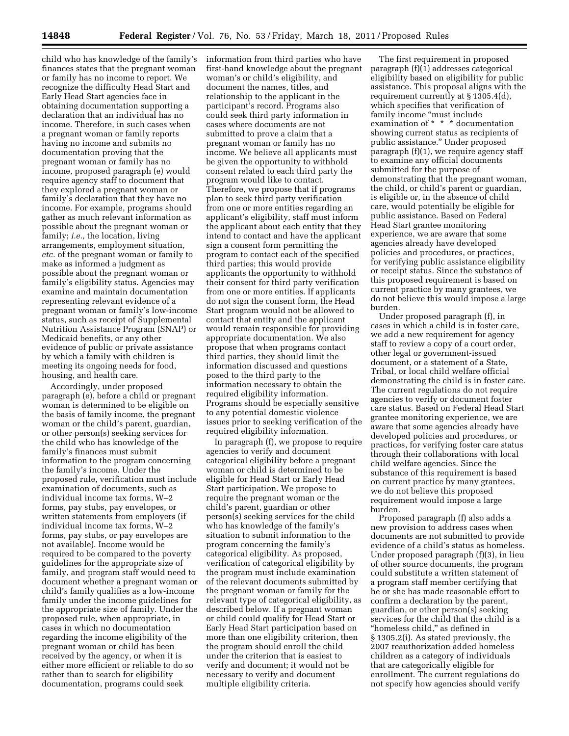child who has knowledge of the family's finances states that the pregnant woman or family has no income to report. We recognize the difficulty Head Start and Early Head Start agencies face in obtaining documentation supporting a declaration that an individual has no income. Therefore, in such cases when a pregnant woman or family reports having no income and submits no documentation proving that the pregnant woman or family has no income, proposed paragraph (e) would require agency staff to document that they explored a pregnant woman or family's declaration that they have no income. For example, programs should gather as much relevant information as possible about the pregnant woman or family; *i.e.,* the location, living arrangements, employment situation, *etc.* of the pregnant woman or family to make as informed a judgment as possible about the pregnant woman or family's eligibility status. Agencies may examine and maintain documentation representing relevant evidence of a pregnant woman or family's low-income status, such as receipt of Supplemental Nutrition Assistance Program (SNAP) or Medicaid benefits, or any other evidence of public or private assistance by which a family with children is meeting its ongoing needs for food, housing, and health care.

Accordingly, under proposed paragraph (e), before a child or pregnant woman is determined to be eligible on the basis of family income, the pregnant woman or the child's parent, guardian, or other person(s) seeking services for the child who has knowledge of the family's finances must submit information to the program concerning the family's income. Under the proposed rule, verification must include examination of documents, such as individual income tax forms, W–2 forms, pay stubs, pay envelopes, or written statements from employers (if individual income tax forms, W–2 forms, pay stubs, or pay envelopes are not available). Income would be required to be compared to the poverty guidelines for the appropriate size of family, and program staff would need to document whether a pregnant woman or child's family qualifies as a low-income family under the income guidelines for the appropriate size of family. Under the proposed rule, when appropriate, in cases in which no documentation regarding the income eligibility of the pregnant woman or child has been received by the agency, or when it is either more efficient or reliable to do so rather than to search for eligibility documentation, programs could seek information from third parties who have first-hand knowledge about the pregnant woman's or child's eligibility, and document the names, titles, and relationship to the applicant in the participant's record. Programs also could seek third party information in cases where documents are not submitted to prove a claim that a pregnant woman or family has no income. We believe all applicants must be given the opportunity to withhold consent related to each third party the program would like to contact. Therefore, we propose that if programs plan to seek third party verification from one or more entities regarding an applicant's eligibility, staff must inform the applicant about each entity that they intend to contact and have the applicant sign a consent form permitting the program to contact each of the specified third parties; this would provide applicants the opportunity to withhold their consent for third party verification from one or more entities. If applicants do not sign the consent form, the Head Start program would not be allowed to contact that entity and the applicant would remain responsible for providing appropriate documentation. We also propose that when programs contact third parties, they should limit the information discussed and questions posed to the third party to the information necessary to obtain the required eligibility information. Programs should be especially sensitive to any potential domestic violence issues prior to seeking verification of the required eligibility information.

In paragraph (f), we propose to require agencies to verify and document categorical eligibility before a pregnant woman or child is determined to be eligible for Head Start or Early Head Start participation. We propose to require the pregnant woman or the child's parent, guardian or other person(s) seeking services for the child who has knowledge of the family's situation to submit information to the program concerning the family's categorical eligibility. As proposed, verification of categorical eligibility by the program must include examination of the relevant documents submitted by the pregnant woman or family for the relevant type of categorical eligibility, as described below. If a pregnant woman or child could qualify for Head Start or Early Head Start participation based on more than one eligibility criterion, then the program should enroll the child under the criterion that is easiest to verify and document; it would not be necessary to verify and document multiple eligibility criteria.

The first requirement in proposed paragraph (f)(1) addresses categorical eligibility based on eligibility for public assistance. This proposal aligns with the requirement currently at § 1305.4(d), which specifies that verification of family income "must include examination of * * * documentation showing current status as recipients of public assistance." Under proposed paragraph (f)(1), we require agency staff to examine any official documents submitted for the purpose of demonstrating that the pregnant woman, the child, or child's parent or guardian, is eligible or, in the absence of child care, would potentially be eligible for public assistance. Based on Federal Head Start grantee monitoring experience, we are aware that some agencies already have developed policies and procedures, or practices, for verifying public assistance eligibility or receipt status. Since the substance of this proposed requirement is based on current practice by many grantees, we do not believe this would impose a large burden.

Under proposed paragraph (f), in cases in which a child is in foster care, we add a new requirement for agency staff to review a copy of a court order, other legal or government-issued document, or a statement of a State, Tribal, or local child welfare official demonstrating the child is in foster care. The current regulations do not require agencies to verify or document foster care status. Based on Federal Head Start grantee monitoring experience, we are aware that some agencies already have developed policies and procedures, or practices, for verifying foster care status through their collaborations with local child welfare agencies. Since the substance of this requirement is based on current practice by many grantees, we do not believe this proposed requirement would impose a large burden.

Proposed paragraph (f) also adds a new provision to address cases when documents are not submitted to provide evidence of a child's status as homeless. Under proposed paragraph (f)(3), in lieu of other source documents, the program could substitute a written statement of a program staff member certifying that he or she has made reasonable effort to confirm a declaration by the parent, guardian, or other person(s) seeking services for the child that the child is a "homeless child," as defined in § 1305.2(i). As stated previously, the 2007 reauthorization added homeless children as a category of individuals that are categorically eligible for enrollment. The current regulations do not specify how agencies should verify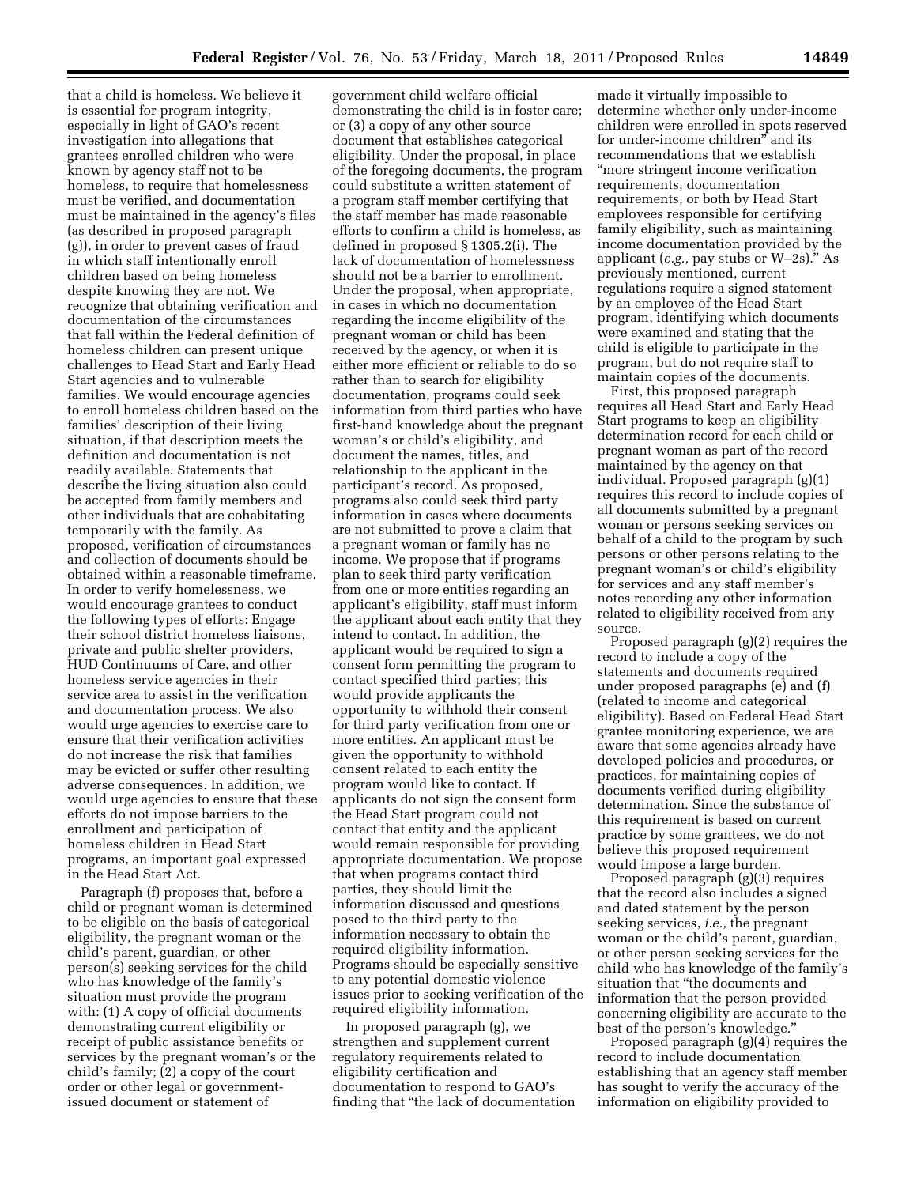that a child is homeless. We believe it is essential for program integrity, especially in light of GAO's recent investigation into allegations that grantees enrolled children who were known by agency staff not to be homeless, to require that homelessness must be verified, and documentation must be maintained in the agency's files (as described in proposed paragraph (g)), in order to prevent cases of fraud in which staff intentionally enroll children based on being homeless despite knowing they are not. We recognize that obtaining verification and documentation of the circumstances that fall within the Federal definition of homeless children can present unique challenges to Head Start and Early Head Start agencies and to vulnerable families. We would encourage agencies to enroll homeless children based on the families' description of their living situation, if that description meets the definition and documentation is not readily available. Statements that describe the living situation also could be accepted from family members and other individuals that are cohabitating temporarily with the family. As proposed, verification of circumstances and collection of documents should be obtained within a reasonable timeframe. In order to verify homelessness, we would encourage grantees to conduct the following types of efforts: Engage their school district homeless liaisons, private and public shelter providers, HUD Continuums of Care, and other homeless service agencies in their service area to assist in the verification and documentation process. We also would urge agencies to exercise care to ensure that their verification activities do not increase the risk that families may be evicted or suffer other resulting adverse consequences. In addition, we would urge agencies to ensure that these efforts do not impose barriers to the enrollment and participation of homeless children in Head Start programs, an important goal expressed in the Head Start Act.

Paragraph (f) proposes that, before a child or pregnant woman is determined to be eligible on the basis of categorical eligibility, the pregnant woman or the child's parent, guardian, or other person(s) seeking services for the child who has knowledge of the family's situation must provide the program with: (1) A copy of official documents demonstrating current eligibility or receipt of public assistance benefits or services by the pregnant woman's or the child's family; (2) a copy of the court order or other legal or government-issued document or statement of government child welfare official demonstrating the child is in foster care; or (3) a copy of any other source document that establishes categorical eligibility. Under the proposal, in place of the foregoing documents, the program could substitute a written statement of a program staff member certifying that the staff member has made reasonable efforts to confirm a child is homeless, as defined in proposed § 1305.2(i). The lack of documentation of homelessness should not be a barrier to enrollment. Under the proposal, when appropriate, in cases in which no documentation regarding the income eligibility of the pregnant woman or child has been received by the agency, or when it is either more efficient or reliable to do so rather than to search for eligibility documentation, programs could seek information from third parties who have first-hand knowledge about the pregnant woman's or child's eligibility, and document the names, titles, and relationship to the applicant in the participant's record. As proposed, programs also could seek third party information in cases where documents are not submitted to prove a claim that a pregnant woman or family has no income. We propose that if programs plan to seek third party verification from one or more entities regarding an applicant's eligibility, staff must inform the applicant about each entity that they intend to contact. In addition, the applicant would be required to sign a consent form permitting the program to contact specified third parties; this would provide applicants the opportunity to withhold their consent for third party verification from one or more entities. An applicant must be given the opportunity to withhold consent related to each entity the program would like to contact. If applicants do not sign the consent form the Head Start program could not contact that entity and the applicant would remain responsible for providing appropriate documentation. We propose that when programs contact third parties, they should limit the information discussed and questions posed to the third party to the information necessary to obtain the required eligibility information. Programs should be especially sensitive to any potential domestic violence issues prior to seeking verification of the required eligibility information.

In proposed paragraph (g), we strengthen and supplement current regulatory requirements related to eligibility certification and documentation to respond to GAO's finding that "the lack of documentation made it virtually impossible to determine whether only under-income children were enrolled in spots reserved for under-income children" and its recommendations that we establish "more stringent income verification requirements, documentation requirements, or both by Head Start employees responsible for certifying family eligibility, such as maintaining income documentation provided by the applicant (*e.g.,* pay stubs or W–2s)." As previously mentioned, current regulations require a signed statement by an employee of the Head Start program, identifying which documents were examined and stating that the child is eligible to participate in the program, but do not require staff to maintain copies of the documents.

First, this proposed paragraph requires all Head Start and Early Head Start programs to keep an eligibility determination record for each child or pregnant woman as part of the record maintained by the agency on that individual. Proposed paragraph (g)(1) requires this record to include copies of all documents submitted by a pregnant woman or persons seeking services on behalf of a child to the program by such persons or other persons relating to the pregnant woman's or child's eligibility for services and any staff member's notes recording any other information related to eligibility received from any source.

Proposed paragraph (g)(2) requires the record to include a copy of the statements and documents required under proposed paragraphs (e) and (f) (related to income and categorical eligibility). Based on Federal Head Start grantee monitoring experience, we are aware that some agencies already have developed policies and procedures, or practices, for maintaining copies of documents verified during eligibility determination. Since the substance of this requirement is based on current practice by some grantees, we do not believe this proposed requirement would impose a large burden.

Proposed paragraph (g)(3) requires that the record also includes a signed and dated statement by the person seeking services, *i.e.,* the pregnant woman or the child's parent, guardian, or other person seeking services for the child who has knowledge of the family's situation that "the documents and information that the person provided concerning eligibility are accurate to the best of the person's knowledge."

Proposed paragraph (g)(4) requires the record to include documentation establishing that an agency staff member has sought to verify the accuracy of the information on eligibility provided to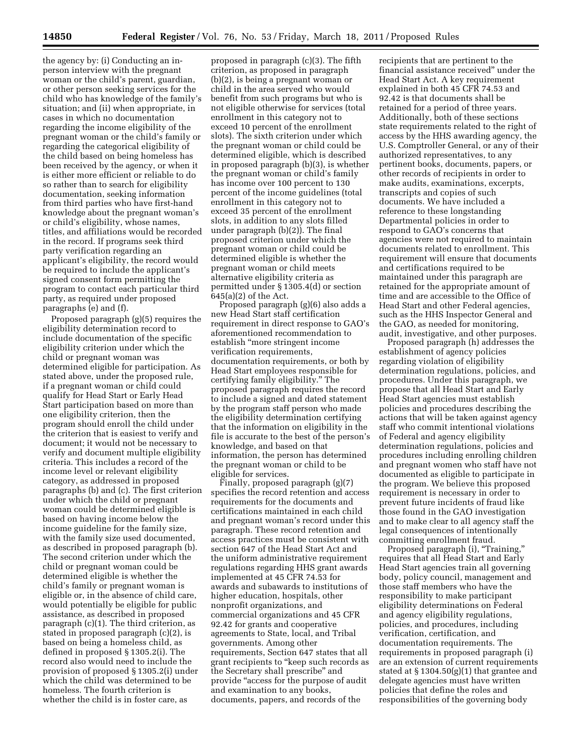the agency by: (i) Conducting an in-person interview with the pregnant woman or the child's parent, guardian, or other person seeking services for the child who has knowledge of the family's situation; and (ii) when appropriate, in cases in which no documentation regarding the income eligibility of the pregnant woman or the child's family or regarding the categorical eligibility of the child based on being homeless has been received by the agency, or when it is either more efficient or reliable to do so rather than to search for eligibility documentation, seeking information from third parties who have first-hand knowledge about the pregnant woman's or child's eligibility, whose names, titles, and affiliations would be recorded in the record. If programs seek third party verification regarding an applicant's eligibility, the record would be required to include the applicant's signed consent form permitting the program to contact each particular third party, as required under proposed paragraphs (e) and (f).

Proposed paragraph (g)(5) requires the eligibility determination record to include documentation of the specific eligibility criterion under which the child or pregnant woman was determined eligible for participation. As stated above, under the proposed rule, if a pregnant woman or child could qualify for Head Start or Early Head Start participation based on more than one eligibility criterion, then the program should enroll the child under the criterion that is easiest to verify and document; it would not be necessary to verify and document multiple eligibility criteria. This includes a record of the income level or relevant eligibility category, as addressed in proposed paragraphs (b) and (c). The first criterion under which the child or pregnant woman could be determined eligible is based on having income below the income guideline for the family size, with the family size used documented, as described in proposed paragraph (b). The second criterion under which the child or pregnant woman could be determined eligible is whether the child's family or pregnant woman is eligible or, in the absence of child care, would potentially be eligible for public assistance, as described in proposed paragraph (c)(1). The third criterion, as stated in proposed paragraph (c)(2), is based on being a homeless child, as defined in proposed § 1305.2(i). The record also would need to include the provision of proposed § 1305.2(i) under which the child was determined to be homeless. The fourth criterion is whether the child is in foster care, as proposed in paragraph (c)(3). The fifth criterion, as proposed in paragraph (b)(2), is being a pregnant woman or child in the area served who would benefit from such programs but who is not eligible otherwise for services (total enrollment in this category not to exceed 10 percent of the enrollment slots). The sixth criterion under which the pregnant woman or child could be determined eligible, which is described in proposed paragraph (b)(3), is whether the pregnant woman or child's family has income over 100 percent to 130 percent of the income guidelines (total enrollment in this category not to exceed 35 percent of the enrollment slots, in addition to any slots filled under paragraph (b)(2)). The final proposed criterion under which the pregnant woman or child could be determined eligible is whether the pregnant woman or child meets alternative eligibility criteria as permitted under § 1305.4(d) or section 645(a)(2) of the Act.

Proposed paragraph (g)(6) also adds a new Head Start staff certification requirement in direct response to GAO's aforementioned recommendation to establish "more stringent income verification requirements, documentation requirements, or both by Head Start employees responsible for certifying family eligibility." The proposed paragraph requires the record to include a signed and dated statement by the program staff person who made the eligibility determination certifying that the information on eligibility in the file is accurate to the best of the person's knowledge, and based on that information, the person has determined the pregnant woman or child to be eligible for services.

Finally, proposed paragraph (g)(7) specifies the record retention and access requirements for the documents and certifications maintained in each child and pregnant woman's record under this paragraph. These record retention and access practices must be consistent with section 647 of the Head Start Act and the uniform administrative requirement regulations regarding HHS grant awards implemented at 45 CFR 74.53 for awards and subawards to institutions of higher education, hospitals, other nonprofit organizations, and commercial organizations and 45 CFR 92.42 for grants and cooperative agreements to State, local, and Tribal governments. Among other requirements, Section 647 states that all grant recipients to "keep such records as the Secretary shall prescribe" and provide "access for the purpose of audit and examination to any books, documents, papers, and records of the recipients that are pertinent to the financial assistance received" under the Head Start Act. A key requirement explained in both 45 CFR 74.53 and 92.42 is that documents shall be retained for a period of three years. Additionally, both of these sections state requirements related to the right of access by the HHS awarding agency, the U.S. Comptroller General, or any of their authorized representatives, to any pertinent books, documents, papers, or other records of recipients in order to make audits, examinations, excerpts, transcripts and copies of such documents. We have included a reference to these longstanding Departmental policies in order to respond to GAO's concerns that agencies were not required to maintain documents related to enrollment. This requirement will ensure that documents and certifications required to be maintained under this paragraph are retained for the appropriate amount of time and are accessible to the Office of Head Start and other Federal agencies, such as the HHS Inspector General and the GAO, as needed for monitoring, audit, investigative, and other purposes.

Proposed paragraph (h) addresses the establishment of agency policies regarding violation of eligibility determination regulations, policies, and procedures. Under this paragraph, we propose that all Head Start and Early Head Start agencies must establish policies and procedures describing the actions that will be taken against agency staff who commit intentional violations of Federal and agency eligibility determination regulations, policies and procedures including enrolling children and pregnant women who staff have not documented as eligible to participate in the program. We believe this proposed requirement is necessary in order to prevent future incidents of fraud like those found in the GAO investigation and to make clear to all agency staff the legal consequences of intentionally committing enrollment fraud.

Proposed paragraph (i), "Training," requires that all Head Start and Early Head Start agencies train all governing body, policy council, management and those staff members who have the responsibility to make participant eligibility determinations on Federal and agency eligibility regulations, policies, and procedures, including verification, certification, and documentation requirements. The requirements in proposed paragraph (i) are an extension of current requirements stated at § 1304.50(g)(1) that grantee and delegate agencies must have written policies that define the roles and responsibilities of the governing body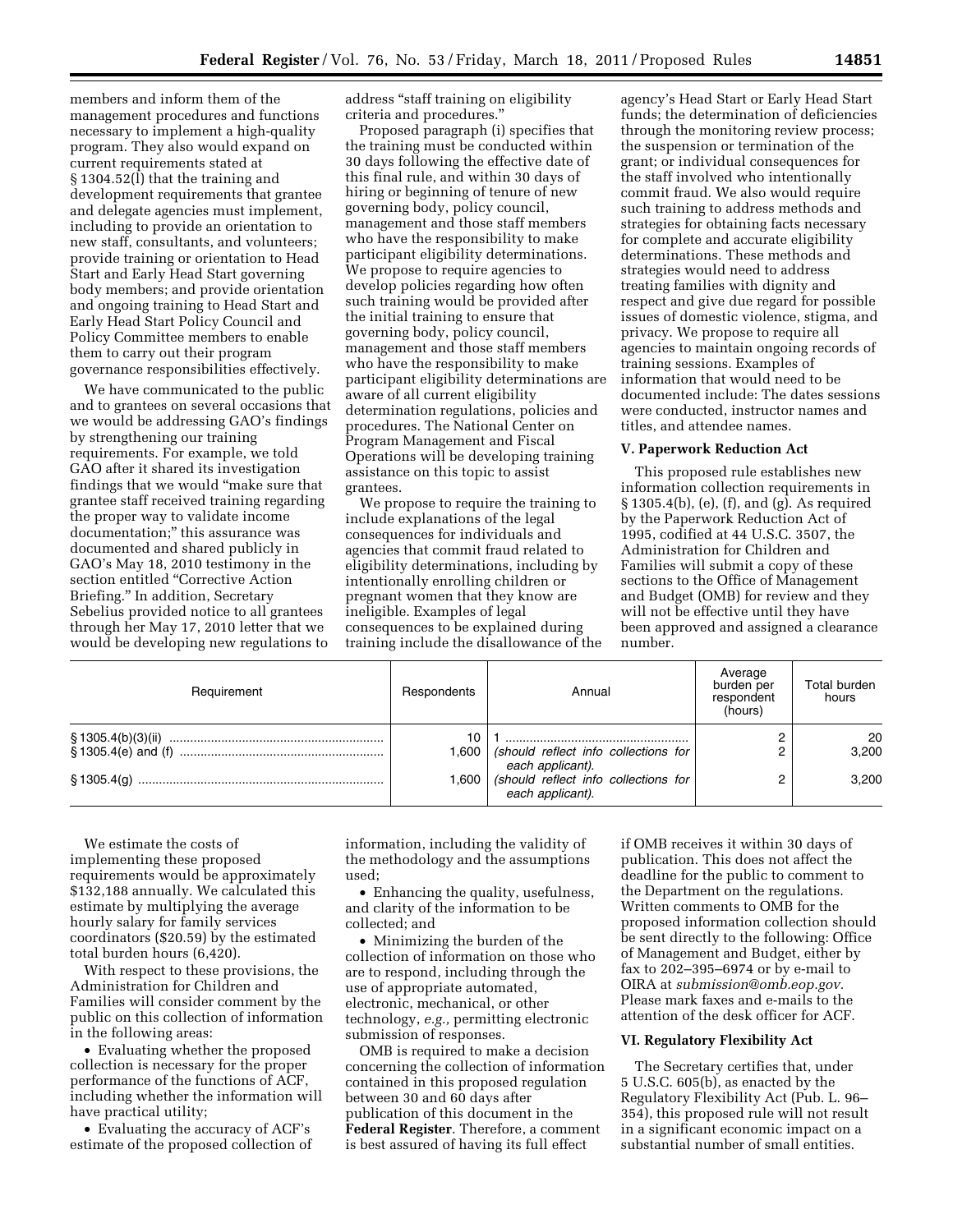members and inform them of the management procedures and functions necessary to implement a high-quality program. They also would expand on current requirements stated at § 1304.52(l) that the training and development requirements that grantee and delegate agencies must implement, including to provide an orientation to new staff, consultants, and volunteers; provide training or orientation to Head Start and Early Head Start governing body members; and provide orientation and ongoing training to Head Start and Early Head Start Policy Council and Policy Committee members to enable them to carry out their program governance responsibilities effectively.

We have communicated to the public and to grantees on several occasions that we would be addressing GAO's findings by strengthening our training requirements. For example, we told GAO after it shared its investigation findings that we would "make sure that grantee staff received training regarding the proper way to validate income documentation;" this assurance was documented and shared publicly in GAO's May 18, 2010 testimony in the section entitled "Corrective Action Briefing." In addition, Secretary Sebelius provided notice to all grantees through her May 17, 2010 letter that we would be developing new regulations to address "staff training on eligibility criteria and procedures."

Proposed paragraph (i) specifies that the training must be conducted within 30 days following the effective date of this final rule, and within 30 days of hiring or beginning of tenure of new governing body, policy council, management and those staff members who have the responsibility to make participant eligibility determinations. We propose to require agencies to develop policies regarding how often such training would be provided after the initial training to ensure that governing body, policy council, management and those staff members who have the responsibility to make participant eligibility determinations are aware of all current eligibility determination regulations, policies and procedures. The National Center on Program Management and Fiscal Operations will be developing training assistance on this topic to assist grantees.

We propose to require the training to include explanations of the legal consequences for individuals and agencies that commit fraud related to eligibility determinations, including by intentionally enrolling children or pregnant women that they know are ineligible. Examples of legal consequences to be explained during training include the disallowance of the agency's Head Start or Early Head Start funds; the determination of deficiencies through the monitoring review process; the suspension or termination of the grant; or individual consequences for the staff involved who intentionally commit fraud. We also would require such training to address methods and strategies for obtaining facts necessary for complete and accurate eligibility determinations. These methods and strategies would need to address treating families with dignity and respect and give due regard for possible issues of domestic violence, stigma, and privacy. We propose to require all agencies to maintain ongoing records of training sessions. Examples of information that would need to be documented include: The dates sessions were conducted, instructor names and titles, and attendee names.

## V. Paperwork Reduction Act

This proposed rule establishes new information collection requirements in § 1305.4(b), (e), (f), and (g). As required by the Paperwork Reduction Act of 1995, codified at 44 U.S.C. 3507, the Administration for Children and Families will submit a copy of these sections to the Office of Management and Budget (OMB) for review and they will not be effective until they have been approved and assigned a clearance number.

| Requirement | Respondents | Annual | Average burden per respondent (hours) | Total burden hours |
|---|---|---|---|---|
| § 1305.4(b)(3)(ii) | 10 | 1 | 2 | 20 |
| § 1305.4(e) and (f) | 1,600 | *(should reflect info collections for each applicant).* | 2 | 3,200 |
| § 1305.4(g) | 1,600 | *(should reflect info collections for each applicant).* | 2 | 3,200 |

We estimate the costs of implementing these proposed requirements would be approximately $132,188 annually. We calculated this estimate by multiplying the average hourly salary for family services coordinators ($20.59) by the estimated total burden hours (6,420).

With respect to these provisions, the Administration for Children and Families will consider comment by the public on this collection of information in the following areas:

- Evaluating whether the proposed collection is necessary for the proper performance of the functions of ACF, including whether the information will have practical utility;
- Evaluating the accuracy of ACF's estimate of the proposed collection of information, including the validity of the methodology and the assumptions used;
- Enhancing the quality, usefulness, and clarity of the information to be collected; and
- Minimizing the burden of the collection of information on those who are to respond, including through the use of appropriate automated, electronic, mechanical, or other technology, *e.g.,* permitting electronic submission of responses.

OMB is required to make a decision concerning the collection of information contained in this proposed regulation between 30 and 60 days after publication of this document in the **Federal Register**. Therefore, a comment is best assured of having its full effect if OMB receives it within 30 days of publication. This does not affect the deadline for the public to comment to the Department on the regulations. Written comments to OMB for the proposed information collection should be sent directly to the following: Office of Management and Budget, either by fax to 202–395–6974 or by e-mail to OIRA at *submission@omb.eop.gov.* Please mark faxes and e-mails to the attention of the desk officer for ACF.

## VI. Regulatory Flexibility Act

The Secretary certifies that, under 5 U.S.C. 605(b), as enacted by the Regulatory Flexibility Act (Pub. L. 96–354), this proposed rule will not result in a significant economic impact on a substantial number of small entities.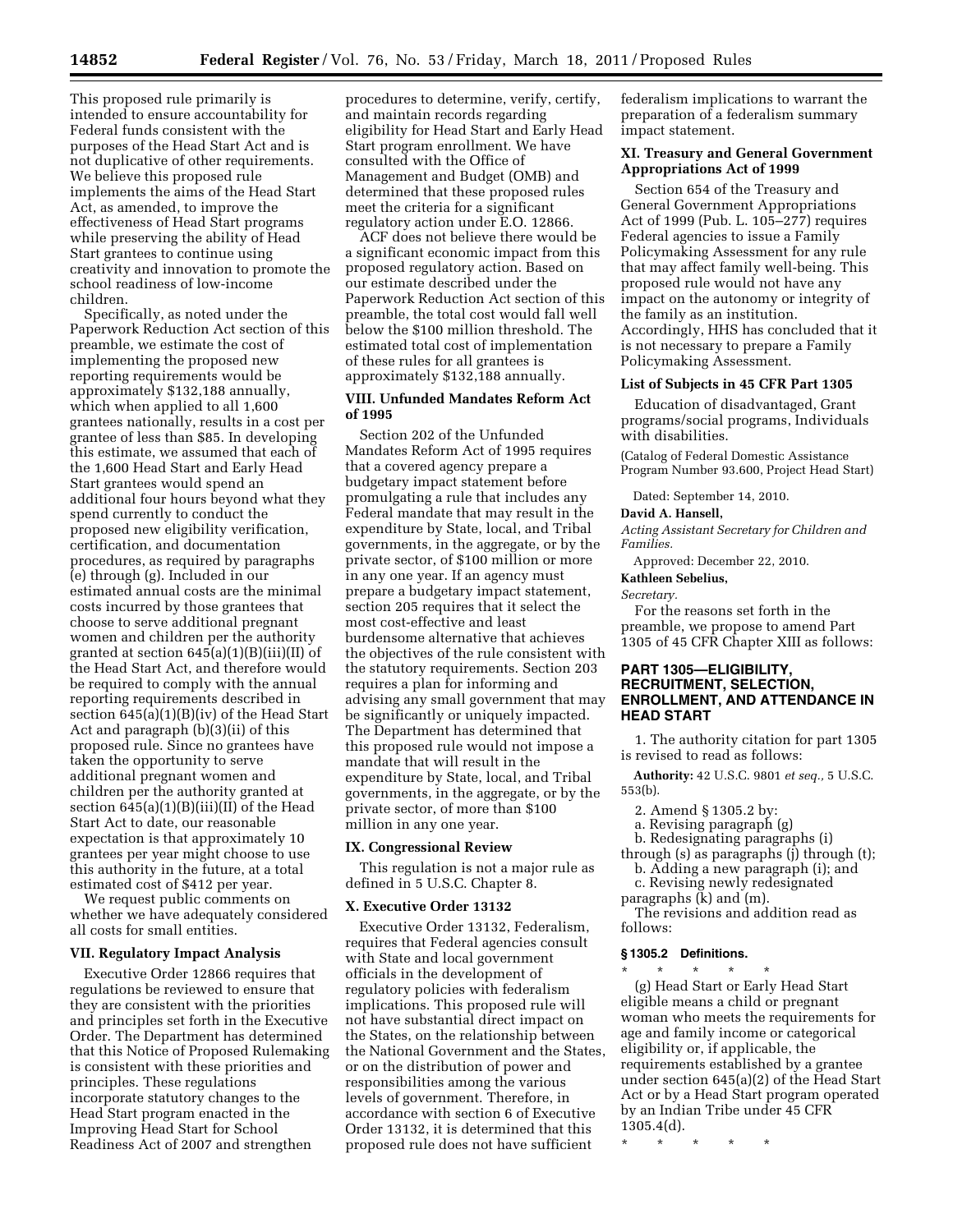This proposed rule primarily is intended to ensure accountability for Federal funds consistent with the purposes of the Head Start and is not duplicative of other requirements. We believe this proposed rule implements the aims of the Head Start Act, as amended, to improve the effectiveness of Head Start programs while preserving the ability of Head Start grantees to continue using creativity and innovation to promote the school readiness of low-income children.

Specifically, as noted under the Paperwork Reduction Act section of this preamble, we estimate the cost of implementing the proposed new reporting requirements would be approximately $132,188 annually, which when applied to all 1,600 grantees nationally, results in a cost per grantee of less than $85. In developing this estimate, we assumed that each of the 1,600 Head Start and Early Head Start grantees would spend an additional four hours beyond what they spend currently to conduct the proposed new eligibility verification, certification, and documentation procedures, as required by paragraphs (e) through (g). Included in our estimated annual costs are the minimal costs incurred by those grantees that choose to serve additional pregnant women and children per the authority granted at section 645(a)(1)(B)(iii)(II) of the Head Start Act, and therefore would be required to comply with the annual reporting requirements described in section 645(a)(1)(B)(iv) of the Head Start Act and paragraph (b)(3)(ii) of this proposed rule. Since no grantees have taken the opportunity to serve additional pregnant women and children per the authority granted at section 645(a)(1)(B)(iii)(II) of the Head Start Act to date, our reasonable expectation is that approximately 10 grantees per year might choose to use this authority in the future, at a total estimated cost of $412 per year.

We request public comments on whether we have adequately considered all costs for small entities.

## VII. Regulatory Impact Analysis

Executive Order 12866 requires that regulations be reviewed to ensure that they are consistent with the priorities and principles set forth in the Executive Order. The Department has determined that this Notice of Proposed Rulemaking is consistent with these priorities and principles. These regulations incorporate statutory changes to the Head Start program enacted in the Improving Head Start for School Readiness Act of 2007 and strengthen procedures to determine, verify, certify, and maintain records regarding eligibility for Head Start and Early Head Start program enrollment. We have consulted with the Office of Management and Budget (OMB) and determined that these proposed rules meet the criteria for a significant regulatory action under E.O. 12866.

ACF does not believe there would be a significant economic impact from this proposed regulatory action. Based on our estimate described under the Paperwork Reduction Act section of this preamble, the total cost would fall well below the $100 million threshold. The estimated total cost of implementation of these rules for all grantees is approximately $132,188 annually.

## VIII. Unfunded Mandates Reform Act of 1995

Section 202 of the Unfunded Mandates Reform Act of 1995 requires that a covered agency prepare a budgetary impact statement before promulgating a rule that includes any Federal mandate that may result in the expenditure by State, local, and Tribal governments, in the aggregate, or by the private sector, of $100 million or more in any one year. If an agency must prepare a budgetary impact statement, section 205 requires that it select the most cost-effective and least burdensome alternative that achieves the objectives of the rule consistent with the statutory requirements. Section 203 requires a plan for informing and advising any small government that may be significantly or uniquely impacted. The Department has determined that this proposed rule would not impose a mandate that will result in the expenditure by State, local, and Tribal governments, in the aggregate, or by the private sector, of more than $100 million in any one year.

## IX. Congressional Review

This regulation is not a major rule as defined in 5 U.S.C. Chapter 8.

## X. Executive Order 13132

Executive Order 13132, Federalism, requires that Federal agencies consult with State and local government officials in the development of regulatory policies with federalism implications. This proposed rule will not have substantial direct impact on the States, on the relationship between the National Government and the States, or on the distribution of power and responsibilities among the various levels of government. Therefore, in accordance with section 6 of Executive Order 13132, it is determined that this proposed rule does not have sufficient federalism implications to warrant the preparation of a federalism summary impact statement.

## XI. Treasury and General Government Appropriations Act of 1999

Section 654 of the Treasury and General Government Appropriations Act of 1999 (Pub. L. 105–277) requires Federal agencies to issue a Family Policymaking Assessment for any rule that may affect family well-being. This proposed rule would not have any impact on the autonomy or integrity of the family as an institution. Accordingly, HHS has concluded that it is not necessary to prepare a Family Policymaking Assessment.

### List of Subjects in 45 CFR Part 1305

Education of disadvantaged, Grant programs/social programs, Individuals with disabilities.

(Catalog of Federal Domestic Assistance Program Number 93.600, Project Head Start)

Dated: September 14, 2010.

**David A. Hansell,**

*Acting Assistant Secretary for Children and Families.*

Approved: December 22, 2010.

**Kathleen Sebelius,**

*Secretary.*

For the reasons set forth in the preamble, we propose to amend Part 1305 of 45 CFR Chapter XIII as follows:

## PART 1305—ELIGIBILITY, RECRUITMENT, SELECTION, ENROLLMENT, AND ATTENDANCE IN HEAD START

1. The authority citation for part 1305 is revised to read as follows:

**Authority:** 42 U.S.C. 9801 *et seq.,* 5 U.S.C. 553(b).

2. Amend § 1305.2 by:

a. Revising paragraph (g)

b. Redesignating paragraphs (i) through (s) as paragraphs (j) through (t);

b. Adding a new paragraph (i); and

c. Revising newly redesignated paragraphs (k) and (m).

The revisions and addition read as follows:

### § 1305.2 Definitions.

\* \* \* \* \*

(g) Head Start or Early Head Start eligible means a child or pregnant woman who meets the requirements for age and family income or categorical eligibility or, if applicable, the requirements established by a grantee under section 645(a)(2) of the Head Start Act or by a Head Start program operated by an Indian Tribe under 45 CFR 1305.4(d).

\* \* \* \* \*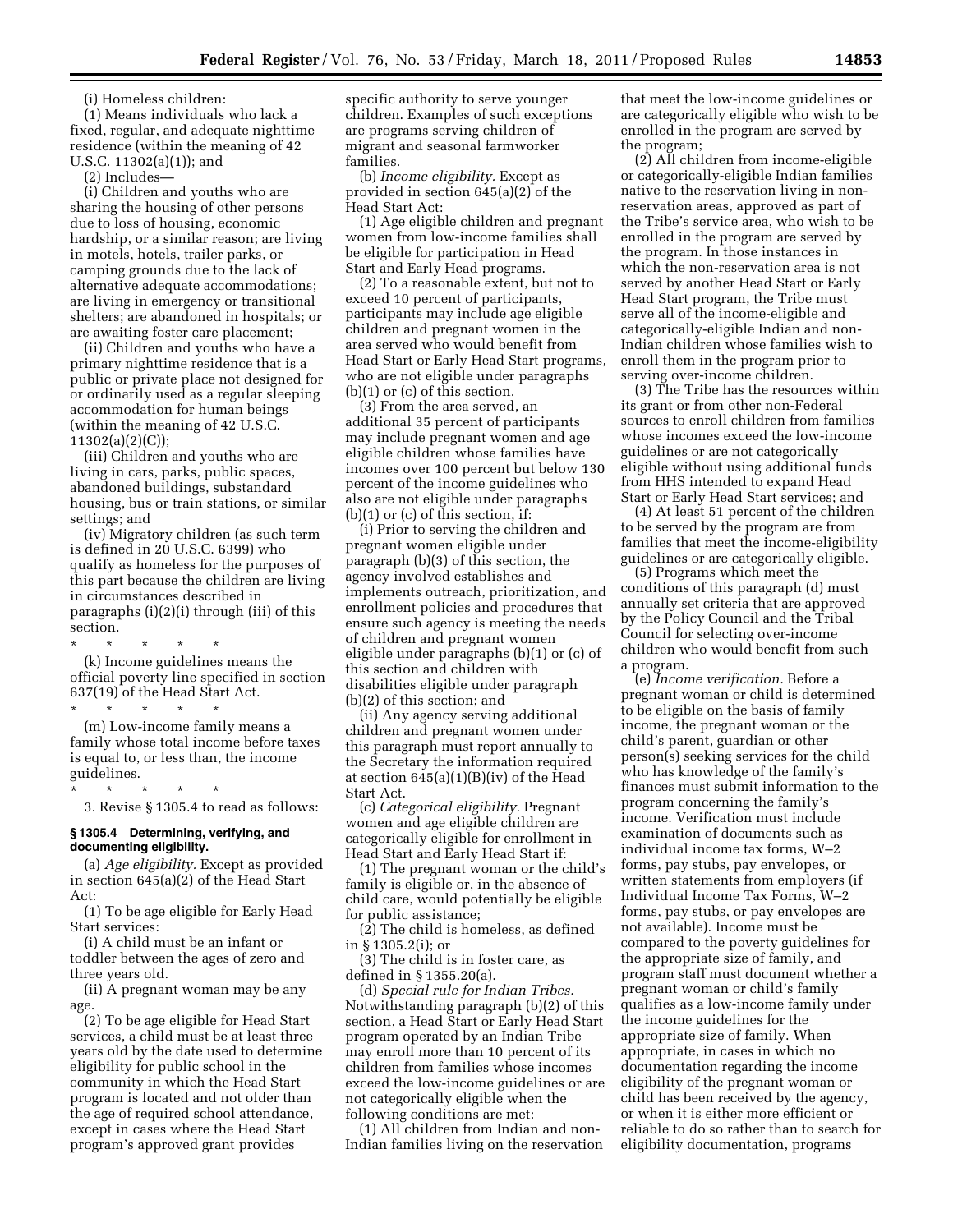(i) Homeless children:

(1) Means individuals who lack a fixed, regular, and adequate nighttime residence (within the meaning of 42 U.S.C. 11302(a)(1)); and

(2) Includes—

(i) Children and youths who are sharing the housing of other persons due to loss of housing, economic hardship, or a similar reason; are living in motels, hotels, trailer parks, or camping grounds due to the lack of alternative adequate accommodations; are living in emergency or transitional shelters; are abandoned in hospitals; or are awaiting foster care placement;

(ii) Children and youths who have a primary nighttime residence that is a public or private place not designed for or ordinarily used as a regular sleeping accommodation for human beings (within the meaning of 42 U.S.C. 11302(a)(2)(C));

(iii) Children and youths who are living in cars, parks, public spaces, abandoned buildings, substandard housing, bus or train stations, or similar settings; and

(iv) Migratory children (as such term is defined in 20 U.S.C. 6399) who qualify as homeless for the purposes of this part because the children are living in circumstances described in paragraphs (i)(2)(i) through (iii) of this section.

\* \* \* \* \*

(k) Income guidelines means the official poverty line specified in section 637(19) of the Head Start Act.

\* \* \* \* \*

(m) Low-income family means a family whose total income before taxes is equal to, or less than, the income guidelines.

\* \* \* \* \*

3. Revise § 1305.4 to read as follows:

**§ 1305.4 Determining, verifying, and documenting eligibility.**

(a) *Age eligibility.* Except as provided in section 645(a)(2) of the Head Start Act:

(1) To be age eligible for Early Head Start services:

(i) A child must be an infant or toddler between the ages of zero and three years old.

(ii) A pregnant woman may be any age.

(2) To be age eligible for Head Start services, a child must be at least three years old by the date used to determine eligibility for public school in the community in which the Head Start program is located and not older than the age of required school attendance, except in cases where the Head Start program's approved grant provides specific authority to serve younger children. Examples of such exceptions are programs serving children of migrant and seasonal farmworker families.

(b) *Income eligibility.* Except as provided in section 645(a)(2) of the Head Start Act:

(1) Age eligible children and pregnant women from low-income families shall be eligible for participation in Head Start and Early Head programs.

(2) To a reasonable extent, but not to exceed 10 percent of participants, participants may include age eligible children and pregnant women in the area served who would benefit from Head Start or Early Head Start programs, who are not eligible under paragraphs (b)(1) or (c) of this section.

(3) From the area served, an additional 35 percent of participants may include pregnant women and age eligible children whose families have incomes over 100 percent but below 130 percent of the income guidelines who also are not eligible under paragraphs (b)(1) or (c) of this section, if:

(i) Prior to serving the children and pregnant women eligible under paragraph (b)(3) of this section, the agency involved establishes and implements outreach, prioritization, and enrollment policies and procedures that ensure such agency is meeting the needs of children and pregnant women eligible under paragraphs (b)(1) or (c) of this section and children with disabilities eligible under paragraph (b)(2) of this section; and

(ii) Any agency serving additional children and pregnant women under this paragraph must report annually to the Secretary the information required at section 645(a)(1)(B)(iv) of the Head Start Act.

(c) *Categorical eligibility.* Pregnant women and age eligible children are categorically eligible for enrollment in Head Start and Early Head Start if:

(1) The pregnant woman or the child's family is eligible or, in the absence of child care, would potentially be eligible for public assistance;

(2) The child is homeless, as defined in § 1305.2(i); or

(3) The child is in foster care, as defined in § 1355.20(a).

(d) *Special rule for Indian Tribes.* Notwithstanding paragraph (b)(2) of this section, a Head Start or Early Head Start program operated by an Indian Tribe may enroll more than 10 percent of its children from families whose incomes exceed the low-income guidelines or are not categorically eligible when the following conditions are met:

(1) All children from Indian and non-Indian families living on the reservation that meet the low-income guidelines or are categorically eligible who wish to be enrolled in the program are served by the program;

(2) All children from income-eligible or categorically-eligible Indian families native to the reservation living in non-reservation areas, approved as part of the Tribe's service area, who wish to be enrolled in the program are served by the program. In those instances in which the non-reservation area is not served by another Head Start or Early Head Start program, the Tribe must serve all of the income-eligible and categorically-eligible Indian and non-Indian children whose families wish to enroll them in the program prior to serving over-income children.

(3) The Tribe has the resources within its grant or from other non-Federal sources to enroll children from families whose incomes exceed the low-income guidelines or are not categorically eligible without using additional funds from HHS intended to expand Head Start or Early Head Start services; and

(4) At least 51 percent of the children to be served by the program are from families that meet the income-eligibility guidelines or are categorically eligible.

(5) Programs which meet the conditions of this paragraph (d) must annually set criteria that are approved by the Policy Council and the Tribal Council for selecting over-income children who would benefit from such a program.

(e) *Income verification.* Before a pregnant woman or child is determined to be eligible on the basis of family income, the pregnant woman or the child's parent, guardian or other person(s) seeking services for the child who has knowledge of the family's finances must submit information to the program concerning the family's income. Verification must include examination of documents such as individual income tax forms, W–2 forms, pay stubs, pay envelopes, or written statements from employers (if Individual Income Tax Forms, W–2 forms, pay stubs, or pay envelopes are not available). Income must be compared to the poverty guidelines for the appropriate size of family, and program staff must document whether a pregnant woman or child's family qualifies as a low-income family under the income guidelines for the appropriate size of family. When appropriate, in cases in which no documentation regarding the income eligibility of the pregnant woman or child has been received by the agency, or when it is either more efficient or reliable to do so rather than to search for eligibility documentation, programs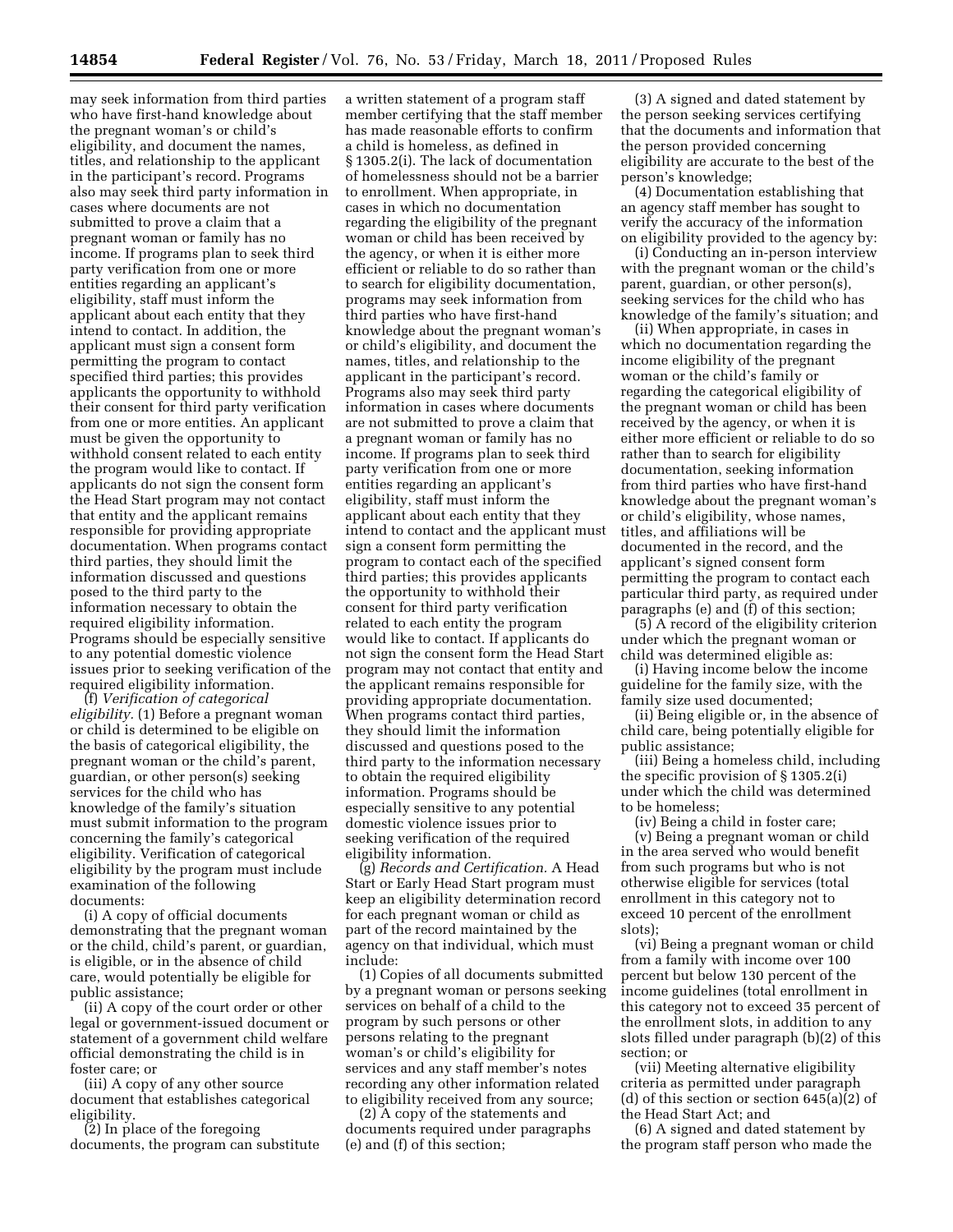may seek information from third parties who have first-hand knowledge about the pregnant woman's or child's eligibility, and document the names, titles, and relationship to the applicant in the participant's record. Programs also may seek third party information in cases where documents are not submitted to prove a claim that a pregnant woman or family has no income. If programs plan to seek third party verification from one or more entities regarding an applicant's eligibility, staff must inform the applicant about each entity that they intend to contact. In addition, the applicant must sign a consent form permitting the program to contact specified third parties; this provides applicants the opportunity to withhold their consent for third party verification from one or more entities. An applicant must be given the opportunity to withhold consent related to each entity the program would like to contact. If applicants do not sign the consent form the Head Start program may not contact that entity and the applicant remains responsible for providing appropriate documentation. When programs contact third parties, they should limit the information discussed and questions posed to the third party to the information necessary to obtain the required eligibility information. Programs should be especially sensitive to any potential domestic violence issues prior to seeking verification of the required eligibility information.

(f) *Verification of categorical eligibility.* (1) Before a pregnant woman or child is determined to be eligible on the basis of categorical eligibility, the pregnant woman or the child's parent, guardian, or other person(s) seeking services for the child who has knowledge of the family's situation must submit information to the program concerning the family's categorical eligibility. Verification of categorical eligibility by the program must include examination of the following documents:

(i) A copy of official documents demonstrating that the pregnant woman or the child, child's parent, or guardian, is eligible, or in the absence of child care, would potentially be eligible for public assistance;

(ii) A copy of the court order or other legal or government-issued document or statement of a government child welfare official demonstrating the child is in foster care; or

(iii) A copy of any other source document that establishes categorical eligibility.

(2) In place of the foregoing documents, the program can substitute a written statement of a program staff member certifying that the staff member has made reasonable efforts to confirm a child is homeless, as defined in § 1305.2(i). The lack of documentation of homelessness should not be a barrier to enrollment. When appropriate, in cases in which no documentation regarding the eligibility of the pregnant woman or child has been received by the agency, or when it is either more efficient or reliable to do so rather than to search for eligibility documentation, programs may seek information from third parties who have first-hand knowledge about the pregnant woman's or child's eligibility, and document the names, titles, and relationship to the applicant in the participant's record. Programs also may seek third party information in cases where documents are not submitted to prove a claim that a pregnant woman or family has no income. If programs plan to seek third party verification from one or more entities regarding an applicant's eligibility, staff must inform the applicant about each entity that they intend to contact and the applicant must sign a consent form permitting the program to contact each of the specified third parties; this provides applicants the opportunity to withhold their consent for third party verification related to each entity the program would like to contact. If applicants do not sign the consent form the Head Start program may not contact that entity and the applicant remains responsible for providing appropriate documentation. When programs contact third parties, they should limit the information discussed and questions posed to the third party to the information necessary to obtain the required eligibility information. Programs should be especially sensitive to any potential domestic violence issues prior to seeking verification of the required eligibility information.

(g) *Records and Certification.* A Head Start or Early Head Start program must keep an eligibility determination record for each pregnant woman or child as part of the record maintained by the agency on that individual, which must include:

(1) Copies of all documents submitted by a pregnant woman or persons seeking services on behalf of a child to the program by such persons or other persons relating to the pregnant woman's or child's eligibility for services and any staff member's notes recording any other information related to eligibility received from any source;

(2) A copy of the statements and documents required under paragraphs (e) and (f) of this section;

(3) A signed and dated statement by the person seeking services certifying that the documents and information that the person provided concerning eligibility are accurate to the best of the person's knowledge;

(4) Documentation establishing that an agency staff member has sought to verify the accuracy of the information on eligibility provided to the agency by:

(i) Conducting an in-person interview with the pregnant woman or the child's parent, guardian, or other person(s), seeking services for the child who has knowledge of the family's situation; and

(ii) When appropriate, in cases in which no documentation regarding the income eligibility of the pregnant woman or the child's family or regarding the categorical eligibility of the pregnant woman or child has been received by the agency, or when it is either more efficient or reliable to do so rather than to search for eligibility documentation, seeking information from third parties who have first-hand knowledge about the pregnant woman's or child's eligibility, whose names, titles, and affiliations will be documented in the record, and the applicant's signed consent form permitting the program to contact each particular third party, as required under paragraphs (e) and (f) of this section;

(5) A record of the eligibility criterion under which the pregnant woman or child was determined eligible as:

(i) Having income below the income guideline for the family size, with the family size used documented;

(ii) Being eligible or, in the absence of child care, being potentially eligible for public assistance;

(iii) Being a homeless child, including the specific provision of § 1305.2(i) under which the child was determined to be homeless;

(iv) Being a child in foster care;

(v) Being a pregnant woman or child in the area served who would benefit from such programs but who is not otherwise eligible for services (total enrollment in this category not to exceed 10 percent of the enrollment slots);

(vi) Being a pregnant woman or child from a family with income over 100 percent but below 130 percent of the income guidelines (total enrollment in this category not to exceed 35 percent of the enrollment slots, in addition to any slots filled under paragraph (b)(2) of this section; or

(vii) Meeting alternative eligibility criteria as permitted under paragraph (d) of this section or section 645(a)(2) of the Head Start Act; and

(6) A signed and dated statement by the program staff person who made the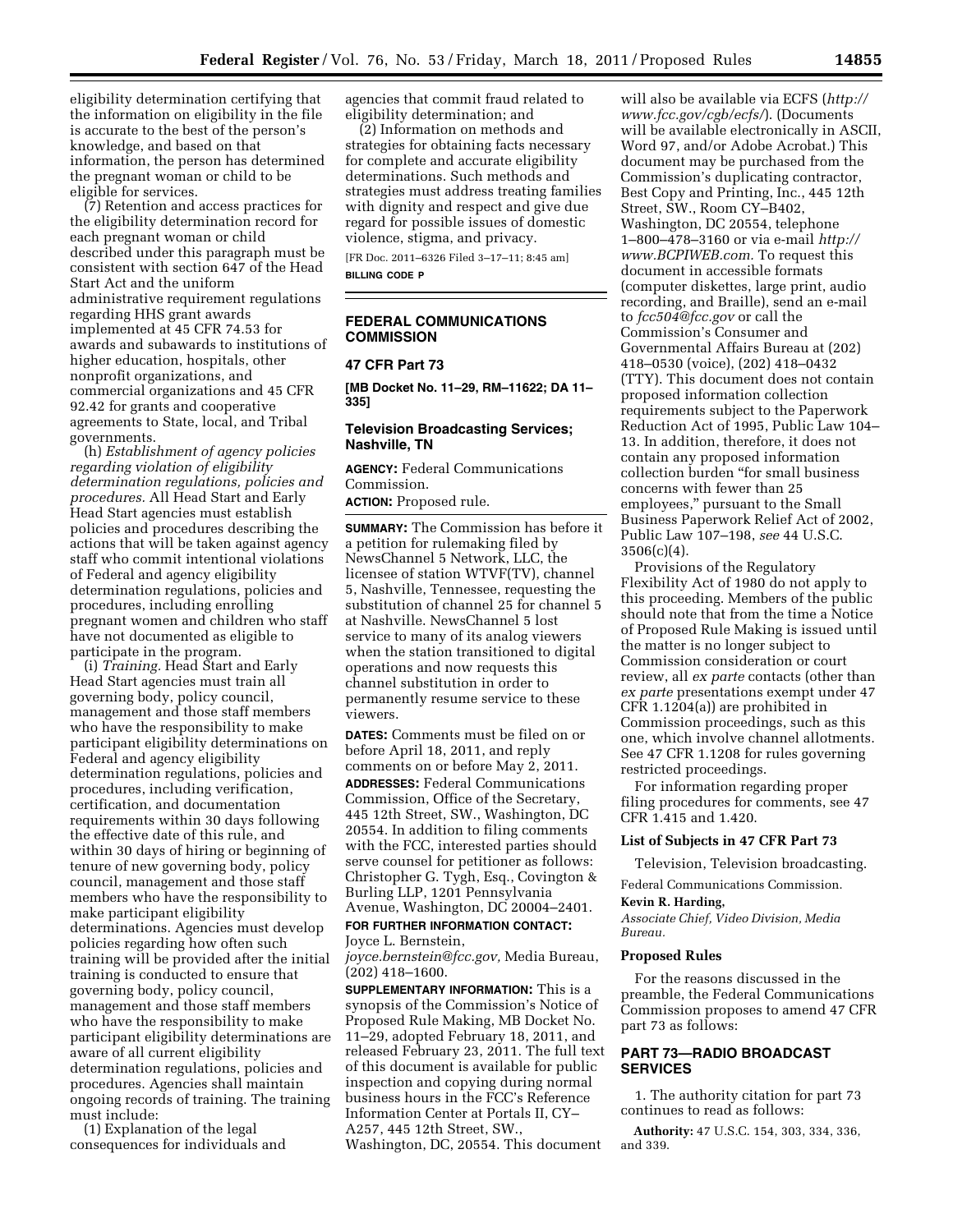eligibility determination certifying that the information on eligibility in the file is accurate to the best of the person's knowledge, and based on that information, the person has determined the pregnant woman or child to be eligible for services.

(7) Retention and access practices for the eligibility determination record for each pregnant woman or child described under this paragraph must be consistent with section 647 of the Head Start Act and the uniform administrative requirement regulations regarding HHS grant awards implemented at 45 CFR 74.53 for awards and subawards to institutions of higher education, hospitals, other nonprofit organizations, and commercial organizations and 45 CFR 92.42 for grants and cooperative agreements to State, local, and Tribal governments.

(h) *Establishment of agency policies regarding violation of eligibility determination regulations, policies and procedures.* All Head Start and Early Head Start agencies must establish policies and procedures describing the actions that will be taken against agency staff who commit intentional violations of Federal and agency eligibility determination regulations, policies and procedures, including enrolling pregnant women and children who staff have not documented as eligible to participate in the program.

(i) *Training.* Head Start and Early Head Start agencies must train all governing body, policy council, management and those staff members who have the responsibility to make participant eligibility determinations on Federal and agency eligibility determination regulations, policies and procedures, including verification, certification, and documentation requirements within 30 days following the effective date of this rule, and within 30 days of hiring or beginning of tenure of new governing body, policy council, management and those staff members who have the responsibility to make participant eligibility determinations. Agencies must develop policies regarding how often such training will be provided after the initial training is conducted to ensure that governing body, policy council, management and those staff members who have the responsibility to make participant eligibility determinations are aware of all current eligibility determination regulations, policies and procedures. Agencies shall maintain ongoing records of training. The training must include:

(1) Explanation of the legal consequences for individuals and agencies that commit fraud related to eligibility determination; and

(2) Information on methods and strategies for obtaining facts necessary for complete and accurate eligibility determinations. Such methods and strategies must address treating families with dignity and respect and give due regard for possible issues of domestic violence, stigma, and privacy.

[FR Doc. 2011–6326 Filed 3–17–11; 8:45 am]

**BILLING CODE P**

## FEDERAL COMMUNICATIONS COMMISSION

### 47 CFR Part 73

**[MB Docket No. 11–29, RM–11622; DA 11–335]**

### Television Broadcasting Services; Nashville, TN

**AGENCY:** Federal Communications Commission.

**ACTION:** Proposed rule.

**SUMMARY:** The Commission has before it a petition for rulemaking filed by NewsChannel 5 Network, LLC, the licensee of station WTVF(TV), channel 5, Nashville, Tennessee, requesting the substitution of channel 25 for channel 5 at Nashville. NewsChannel 5 lost service to many of its analog viewers when the station transitioned to digital operations and now requests this channel substitution in order to permanently resume service to these viewers.

**DATES:** Comments must be filed on or before April 18, 2011, and reply comments on or before May 2, 2011.

**ADDRESSES:** Federal Communications Commission, Office of the Secretary, 445 12th Street, SW., Washington, DC 20554. In addition to filing comments with the FCC, interested parties should serve counsel for petitioner as follows: Christopher G. Tygh, Esq., Covington & Burling LLP, 1201 Pennsylvania Avenue, Washington, DC 20004–2401.

**FOR FURTHER INFORMATION CONTACT:** Joyce L. Bernstein, *joyce.bernstein@fcc.gov,* Media Bureau, (202) 418–1600.

**SUPPLEMENTARY INFORMATION:** This is a synopsis of the Commission's Notice of Proposed Rule Making, MB Docket No. 11–29, adopted February 18, 2011, and released February 23, 2011. The full text of this document is available for public inspection and copying during normal business hours in the FCC's Reference Information Center at Portals II, CY–A257, 445 12th Street, SW., Washington, DC, 20554. This document will also be available via ECFS (*http://www.fcc.gov/cgb/ecfs/*). (Documents will be available electronically in ASCII, Word 97, and/or Adobe Acrobat.) This document may be purchased from the Commission's duplicating contractor, Best Copy and Printing, Inc., 445 12th Street, SW., Room CY–B402, Washington, DC 20554, telephone 1–800–478–3160 or via e-mail *http://www.BCPIWEB.com.* To request this document in accessible formats (computer diskettes, large print, audio recording, and Braille), send an e-mail to *fcc504@fcc.gov* or call the Commission's Consumer and Governmental Affairs Bureau at (202) 418–0530 (voice), (202) 418–0432 (TTY). This document does not contain proposed information collection requirements subject to the Paperwork Reduction Act of 1995, Public Law 104–13. In addition, therefore, it does not contain any proposed information collection burden "for small business concerns with fewer than 25 employees," pursuant to the Small Business Paperwork Relief Act of 2002, Public Law 107–198, *see* 44 U.S.C. 3506(c)(4).

Provisions of the Regulatory Flexibility Act of 1980 do not apply to this proceeding. Members of the public should note that from the time a Notice of Proposed Rule Making is issued until the matter is no longer subject to Commission consideration or court review, all *ex parte* contacts (other than *ex parte* presentations exempt under 47 CFR 1.1204(a)) are prohibited in Commission proceedings, such as this one, which involve channel allotments. See 47 CFR 1.1208 for rules governing restricted proceedings.

For information regarding proper filing procedures for comments, see 47 CFR 1.415 and 1.420.

#### List of Subjects in 47 CFR Part 73

Television, Television broadcasting.

Federal Communications Commission.

**Kevin R. Harding,**

*Associate Chief, Video Division, Media Bureau.*

#### Proposed Rules

For the reasons discussed in the preamble, the Federal Communications Commission proposes to amend 47 CFR part 73 as follows:

### PART 73—RADIO BROADCAST SERVICES

1. The authority citation for part 73 continues to read as follows:

**Authority:** 47 U.S.C. 154, 303, 334, 336, and 339.